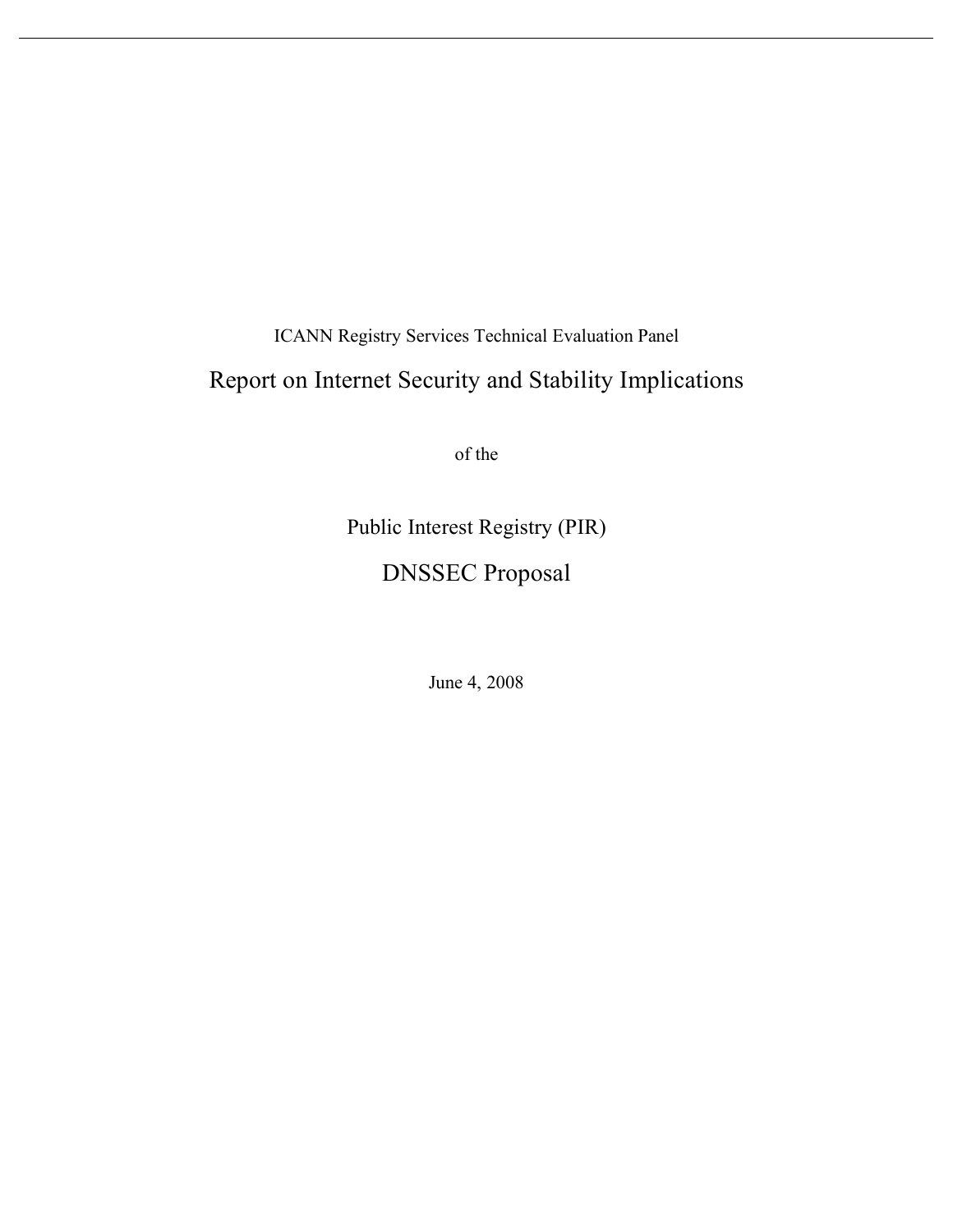ICANN Registry Services Technical Evaluation Panel

# Report on Internet Security and Stability Implications

of the

# Public Interest Registry (PIR)

# DNSSEC Proposal

June 4, 2008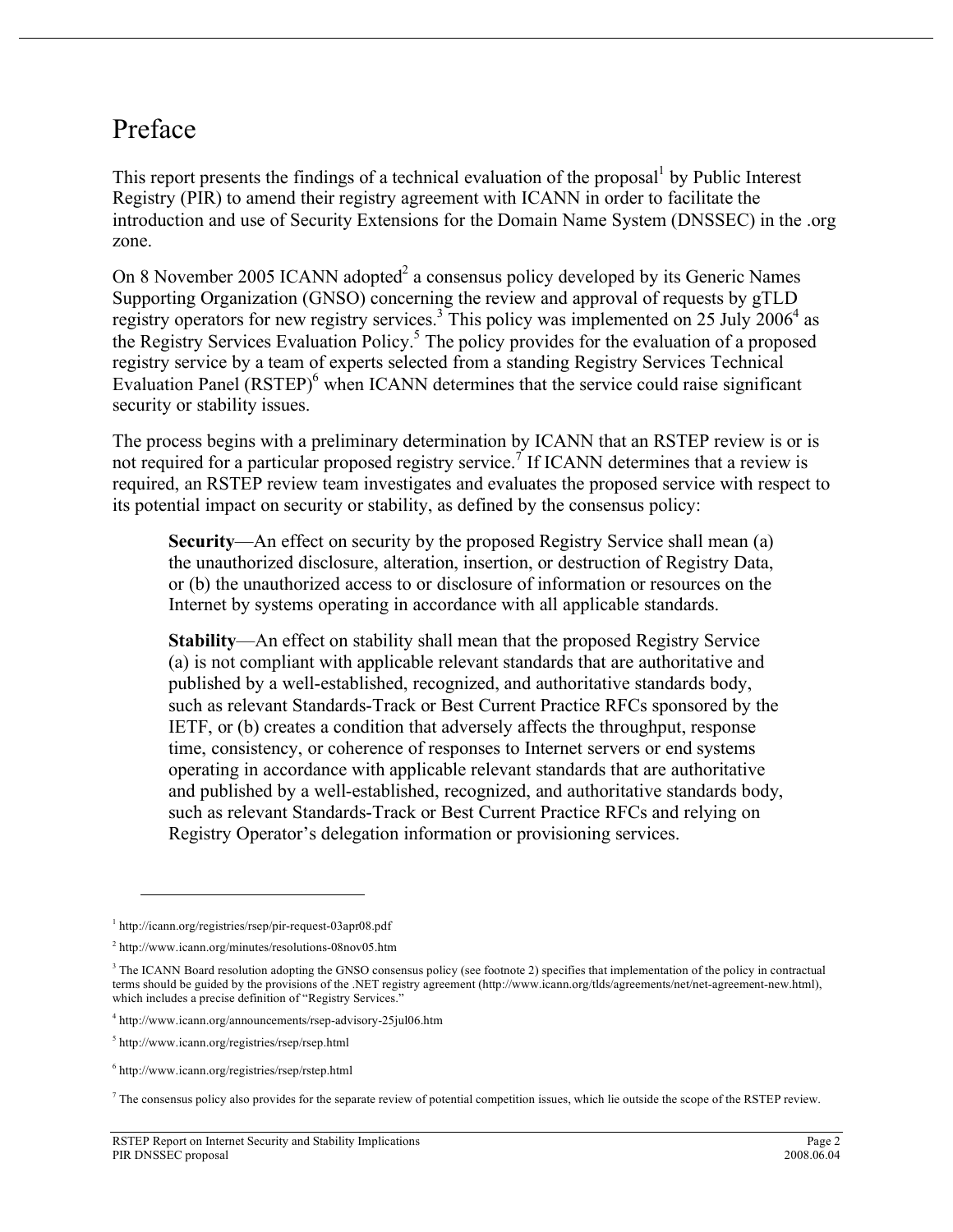# Preface

This report presents the findings of a technical evaluation of the proposal[1] by Public Interest Registry (PIR) to amend their registry agreement with ICANN in order to facilitate the introduction and use of Security Extensions for the Domain Name System (DNSSEC) in the .org zone.

On 8 November 2005 ICANN adopted[2] a consensus policy developed by its Generic Names Supporting Organization (GNSO) concerning the review and approval of requests by gTLD registry operators for new registry services.[3] This policy was implemented on 25 July 2006[4] as the Registry Services Evaluation Policy.[5] The policy provides for the evaluation of a proposed registry service by a team of experts selected from a standing Registry Services Technical Evaluation Panel (RSTEP)[6] when ICANN determines that the service could raise significant security or stability issues.

The process begins with a preliminary determination by ICANN that an RSTEP review is or is not required for a particular proposed registry service.[7] If ICANN determines that a review is required, an RSTEP review team investigates and evaluates the proposed service with respect to its potential impact on security or stability, as defined by the consensus policy:

> **Security**—An effect on security by the proposed Registry Service shall mean (a) the unauthorized disclosure, alteration, insertion, or destruction of Registry Data, or (b) the unauthorized access to or disclosure of information or resources on the Internet by systems operating in accordance with all applicable standards.
>
> **Stability**—An effect on stability shall mean that the proposed Registry Service (a) is not compliant with applicable relevant standards that are authoritative and published by a well-established, recognized, and authoritative standards body, such as relevant Standards-Track or Best Current Practice RFCs sponsored by the IETF, or (b) creates a condition that adversely affects the throughput, response time, consistency, or coherence of responses to Internet servers or end systems operating in accordance with applicable relevant standards that are authoritative and published by a well-established, recognized, and authoritative standards body, such as relevant Standards-Track or Best Current Practice RFCs and relying on Registry Operator's delegation information or provisioning services.

---

[1] http://icann.org/registries/rsep/pir-request-03apr08.pdf

[2] http://www.icann.org/minutes/resolutions-08nov05.htm

[3] The ICANN Board resolution adopting the GNSO consensus policy (see footnote 2) specifies that implementation of the policy in contractual terms should be guided by the provisions of the .NET registry agreement (http://www.icann.org/tlds/agreements/net/net-agreement-new.html), which includes a precise definition of "Registry Services."

[4] http://www.icann.org/announcements/rsep-advisory-25jul06.htm

[5] http://www.icann.org/registries/rsep/rsep.html

[6] http://www.icann.org/registries/rsep/rstep.html

[7] The consensus policy also provides for the separate review of potential competition issues, which lie outside the scope of the RSTEP review.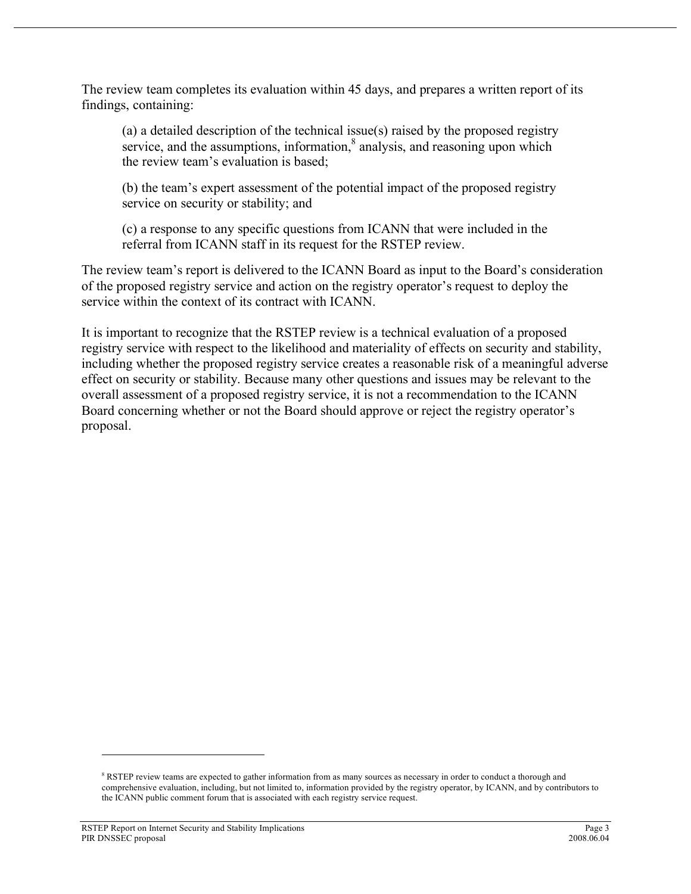The review team completes its evaluation within 45 days, and prepares a written report of its findings, containing:

> (a) a detailed description of the technical issue(s) raised by the proposed registry service, and the assumptions, information,[8] analysis, and reasoning upon which the review team's evaluation is based;
>
> (b) the team's expert assessment of the potential impact of the proposed registry service on security or stability; and
>
> (c) a response to any specific questions from ICANN that were included in the referral from ICANN staff in its request for the RSTEP review.

The review team's report is delivered to the ICANN Board as input to the Board's consideration of the proposed registry service and action on the registry operator's request to deploy the service within the context of its contract with ICANN.

It is important to recognize that the RSTEP review is a technical evaluation of a proposed registry service with respect to the likelihood and materiality of effects on security and stability, including whether the proposed registry service creates a reasonable risk of a meaningful adverse effect on security or stability. Because many other questions and issues may be relevant to the overall assessment of a proposed registry service, it is not a recommendation to the ICANN Board concerning whether or not the Board should approve or reject the registry operator's proposal.

---

[8] RSTEP review teams are expected to gather information from as many sources as necessary in order to conduct a thorough and comprehensive evaluation, including, but not limited to, information provided by the registry operator, by ICANN, and by contributors to the ICANN public comment forum that is associated with each registry service request.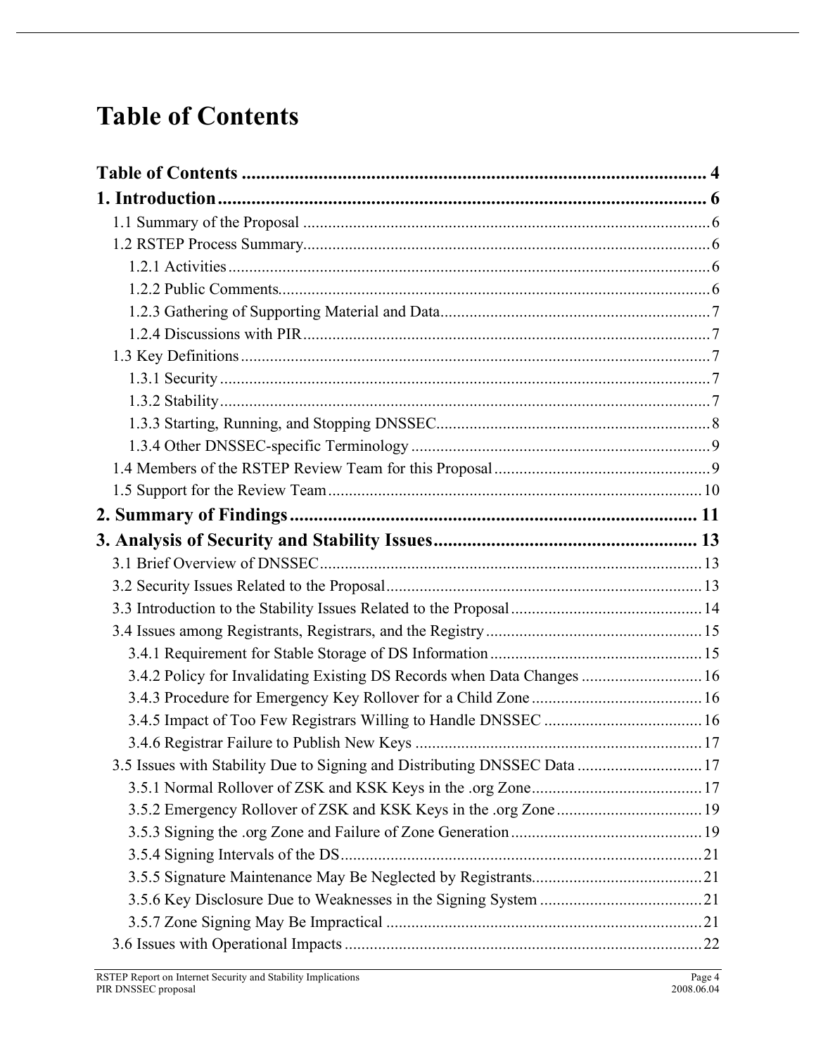# Table of Contents

**Table of Contents** ........................................................................................ 4

**1. Introduction** ............................................................................................. 6

- 1.1 Summary of the Proposal ........................................................................ 6
- 1.2 RSTEP Process Summary ........................................................................ 6
  - 1.2.1 Activities ........................................................................................ 6
  - 1.2.2 Public Comments ............................................................................ 6
  - 1.2.3 Gathering of Supporting Material and Data ........................................ 7
  - 1.2.4 Discussions with PIR ....................................................................... 7
- 1.3 Key Definitions ....................................................................................... 7
  - 1.3.1 Security .......................................................................................... 7
  - 1.3.2 Stability .......................................................................................... 7
  - 1.3.3 Starting, Running, and Stopping DNSSEC ........................................... 8
  - 1.3.4 Other DNSSEC-specific Terminology ................................................. 9
- 1.4 Members of the RSTEP Review Team for this Proposal ................................ 9
- 1.5 Support for the Review Team .................................................................. 10

**2. Summary of Findings** ................................................................................ 11

**3. Analysis of Security and Stability Issues** ................................................... 13

- 3.1 Brief Overview of DNSSEC ...................................................................... 13
- 3.2 Security Issues Related to the Proposal .................................................... 13
- 3.3 Introduction to the Stability Issues Related to the Proposal ......................... 14
- 3.4 Issues among Registrants, Registrars, and the Registry ............................... 15
  - 3.4.1 Requirement for Stable Storage of DS Information ............................. 15
  - 3.4.2 Policy for Invalidating Existing DS Records when Data Changes ............ 16
  - 3.4.3 Procedure for Emergency Key Rollover for a Child Zone ....................... 16
  - 3.4.5 Impact of Too Few Registrars Willing to Handle DNSSEC ...................... 16
  - 3.4.6 Registrar Failure to Publish New Keys ............................................... 17
- 3.5 Issues with Stability Due to Signing and Distributing DNSSEC Data ................ 17
  - 3.5.1 Normal Rollover of ZSK and KSK Keys in the .org Zone ......................... 17
  - 3.5.2 Emergency Rollover of ZSK and KSK Keys in the .org Zone .................... 19
  - 3.5.3 Signing the .org Zone and Failure of Zone Generation ........................... 19
  - 3.5.4 Signing Intervals of the DS .............................................................. 21
  - 3.5.5 Signature Maintenance May Be Neglected by Registrants ...................... 21
  - 3.5.6 Key Disclosure Due to Weaknesses in the Signing System ..................... 21
  - 3.5.7 Zone Signing May Be Impractical ...................................................... 21
- 3.6 Issues with Operational Impacts ................................................................ 22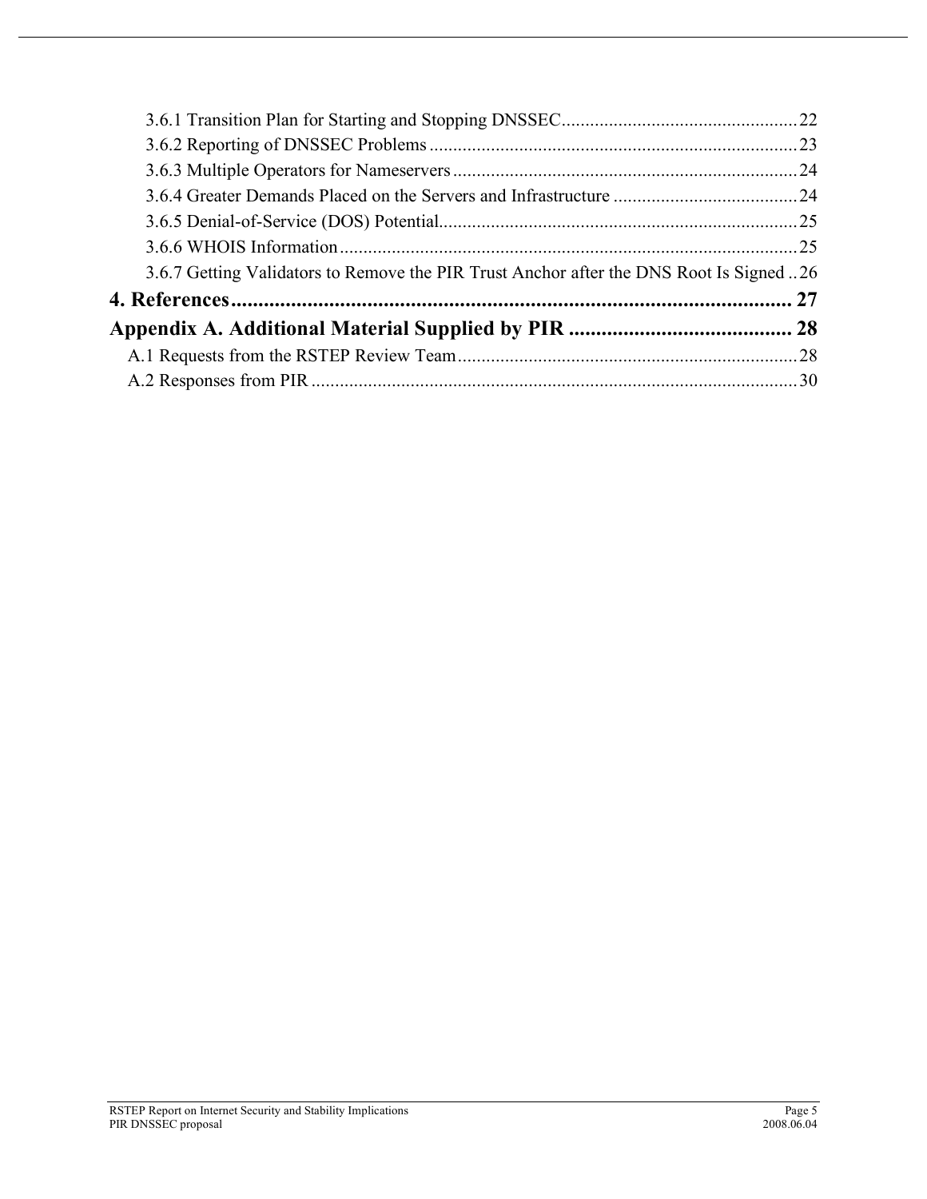3.6.1 Transition Plan for Starting and Stopping DNSSEC ..... 22
3.6.2 Reporting of DNSSEC Problems ..... 23
3.6.3 Multiple Operators for Nameservers ..... 24
3.6.4 Greater Demands Placed on the Servers and Infrastructure ..... 24
3.6.5 Denial-of-Service (DOS) Potential ..... 25
3.6.6 WHOIS Information ..... 25
3.6.7 Getting Validators to Remove the PIR Trust Anchor after the DNS Root Is Signed ..... 26

**4. References ..... 27**

**Appendix A. Additional Material Supplied by PIR ..... 28**

A.1 Requests from the RSTEP Review Team ..... 28
A.2 Responses from PIR ..... 30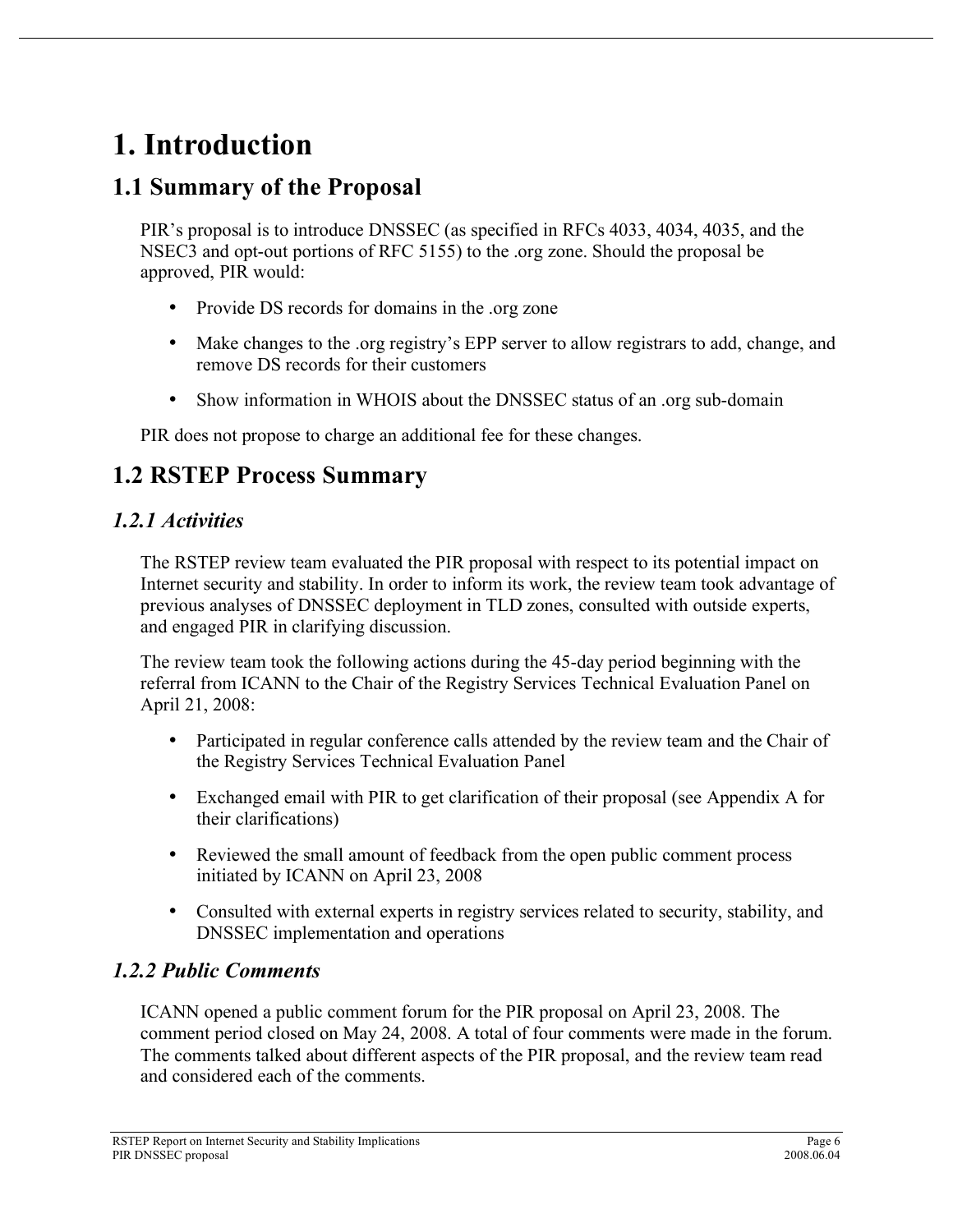# 1. Introduction

## 1.1 Summary of the Proposal

PIR's proposal is to introduce DNSSEC (as specified in RFCs 4033, 4034, 4035, and the NSEC3 and opt-out portions of RFC 5155) to the .org zone. Should the proposal be approved, PIR would:

- Provide DS records for domains in the .org zone
- Make changes to the .org registry's EPP server to allow registrars to add, change, and remove DS records for their customers
- Show information in WHOIS about the DNSSEC status of an .org sub-domain

PIR does not propose to charge an additional fee for these changes.

## 1.2 RSTEP Process Summary

### *1.2.1 Activities*

The RSTEP review team evaluated the PIR proposal with respect to its potential impact on Internet security and stability. In order to inform its work, the review team took advantage of previous analyses of DNSSEC deployment in TLD zones, consulted with outside experts, and engaged PIR in clarifying discussion.

The review team took the following actions during the 45-day period beginning with the referral from ICANN to the Chair of the Registry Services Technical Evaluation Panel on April 21, 2008:

- Participated in regular conference calls attended by the review team and the Chair of the Registry Services Technical Evaluation Panel
- Exchanged email with PIR to get clarification of their proposal (see Appendix A for their clarifications)
- Reviewed the small amount of feedback from the open public comment process initiated by ICANN on April 23, 2008
- Consulted with external experts in registry services related to security, stability, and DNSSEC implementation and operations

### *1.2.2 Public Comments*

ICANN opened a public comment forum for the PIR proposal on April 23, 2008. The comment period closed on May 24, 2008. A total of four comments were made in the forum. The comments talked about different aspects of the PIR proposal, and the review team read and considered each of the comments.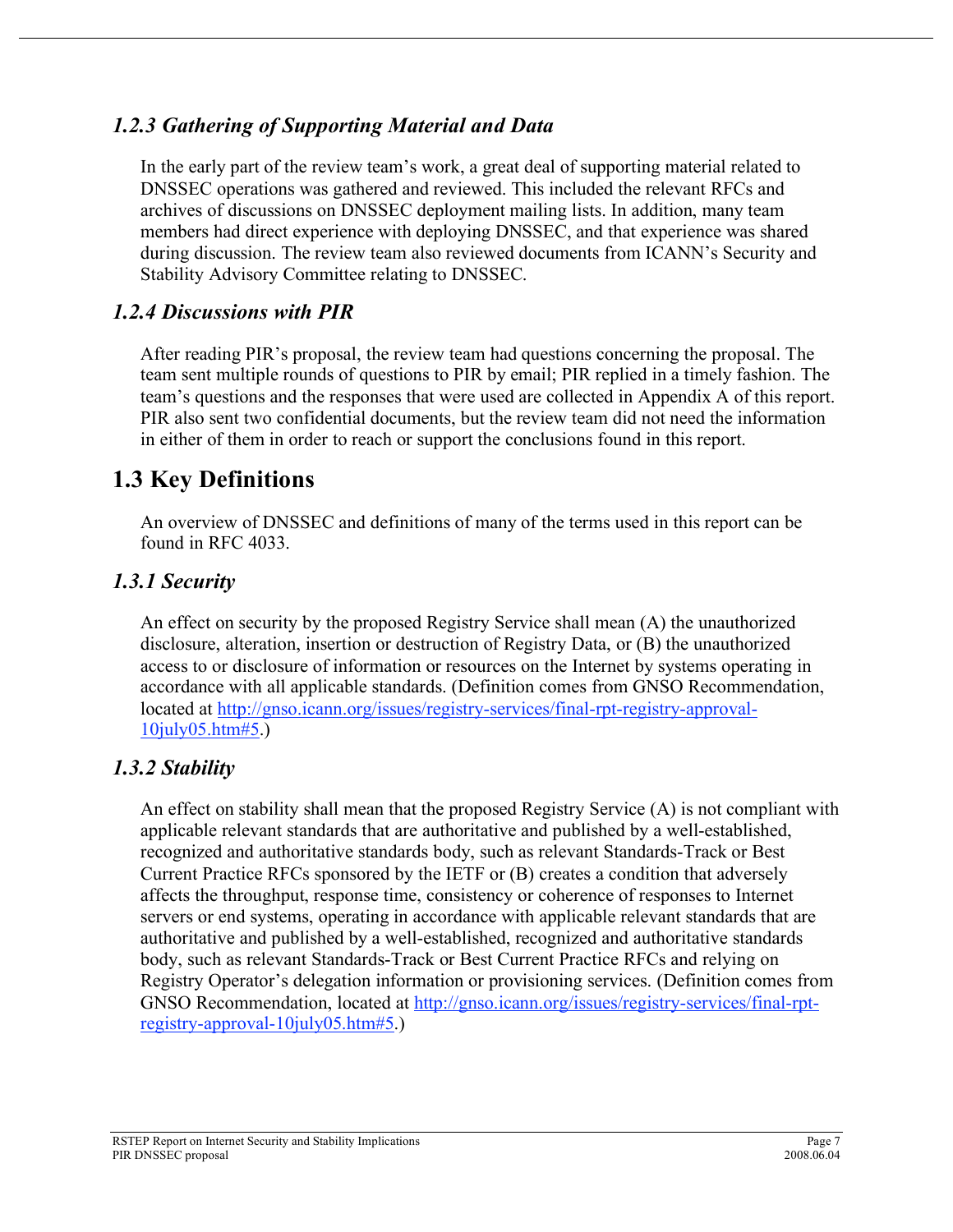### *1.2.3 Gathering of Supporting Material and Data*

In the early part of the review team's work, a great deal of supporting material related to DNSSEC operations was gathered and reviewed. This included the relevant RFCs and archives of discussions on DNSSEC deployment mailing lists. In addition, many team members had direct experience with deploying DNSSEC, and that experience was shared during discussion. The review team also reviewed documents from ICANN's Security and Stability Advisory Committee relating to DNSSEC.

### *1.2.4 Discussions with PIR*

After reading PIR's proposal, the review team had questions concerning the proposal. The team sent multiple rounds of questions to PIR by email; PIR replied in a timely fashion. The team's questions and the responses that were used are collected in Appendix A of this report. PIR also sent two confidential documents, but the review team did not need the information in either of them in order to reach or support the conclusions found in this report.

## 1.3 Key Definitions

An overview of DNSSEC and definitions of many of the terms used in this report can be found in RFC 4033.

### *1.3.1 Security*

An effect on security by the proposed Registry Service shall mean (A) the unauthorized disclosure, alteration, insertion or destruction of Registry Data, or (B) the unauthorized access to or disclosure of information or resources on the Internet by systems operating in accordance with all applicable standards. (Definition comes from GNSO Recommendation, located at http://gnso.icann.org/issues/registry-services/final-rpt-registry-approval-10july05.htm#5.)

### *1.3.2 Stability*

An effect on stability shall mean that the proposed Registry Service (A) is not compliant with applicable relevant standards that are authoritative and published by a well-established, recognized and authoritative standards body, such as relevant Standards-Track or Best Current Practice RFCs sponsored by the IETF or (B) creates a condition that adversely affects the throughput, response time, consistency or coherence of responses to Internet servers or end systems, operating in accordance with applicable relevant standards that are authoritative and published by a well-established, recognized and authoritative standards body, such as relevant Standards-Track or Best Current Practice RFCs and relying on Registry Operator's delegation information or provisioning services. (Definition comes from GNSO Recommendation, located at http://gnso.icann.org/issues/registry-services/final-rpt-registry-approval-10july05.htm#5.)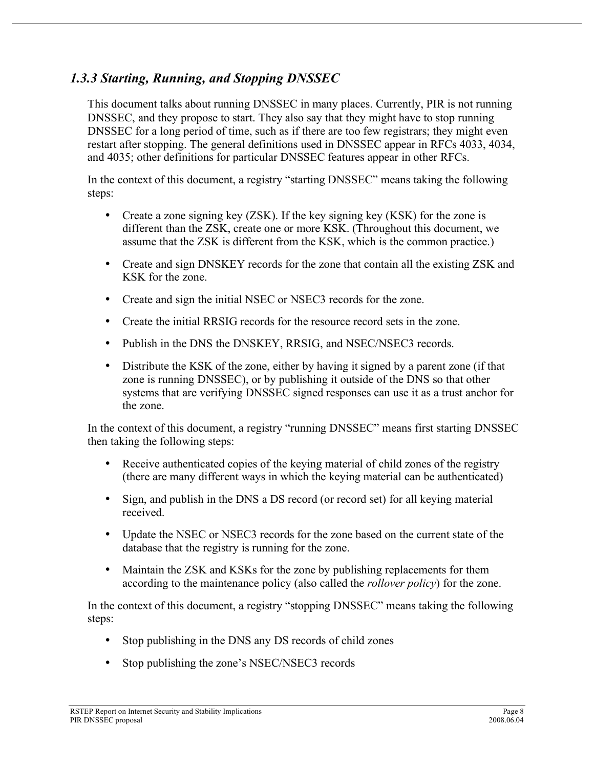### *1.3.3 Starting, Running, and Stopping DNSSEC*

This document talks about running DNSSEC in many places. Currently, PIR is not running DNSSEC, and they propose to start. They also say that they might have to stop running DNSSEC for a long period of time, such as if there are too few registrars; they might even restart after stopping. The general definitions used in DNSSEC appear in RFCs 4033, 4034, and 4035; other definitions for particular DNSSEC features appear in other RFCs.

In the context of this document, a registry "starting DNSSEC" means taking the following steps:

- Create a zone signing key (ZSK). If the key signing key (KSK) for the zone is different than the ZSK, create one or more KSK. (Throughout this document, we assume that the ZSK is different from the KSK, which is the common practice.)
- Create and sign DNSKEY records for the zone that contain all the existing ZSK and KSK for the zone.
- Create and sign the initial NSEC or NSEC3 records for the zone.
- Create the initial RRSIG records for the resource record sets in the zone.
- Publish in the DNS the DNSKEY, RRSIG, and NSEC/NSEC3 records.
- Distribute the KSK of the zone, either by having it signed by a parent zone (if that zone is running DNSSEC), or by publishing it outside of the DNS so that other systems that are verifying DNSSEC signed responses can use it as a trust anchor for the zone.

In the context of this document, a registry "running DNSSEC" means first starting DNSSEC then taking the following steps:

- Receive authenticated copies of the keying material of child zones of the registry (there are many different ways in which the keying material can be authenticated)
- Sign, and publish in the DNS a DS record (or record set) for all keying material received.
- Update the NSEC or NSEC3 records for the zone based on the current state of the database that the registry is running for the zone.
- Maintain the ZSK and KSKs for the zone by publishing replacements for them according to the maintenance policy (also called the *rollover policy*) for the zone.

In the context of this document, a registry "stopping DNSSEC" means taking the following steps:

- Stop publishing in the DNS any DS records of child zones
- Stop publishing the zone's NSEC/NSEC3 records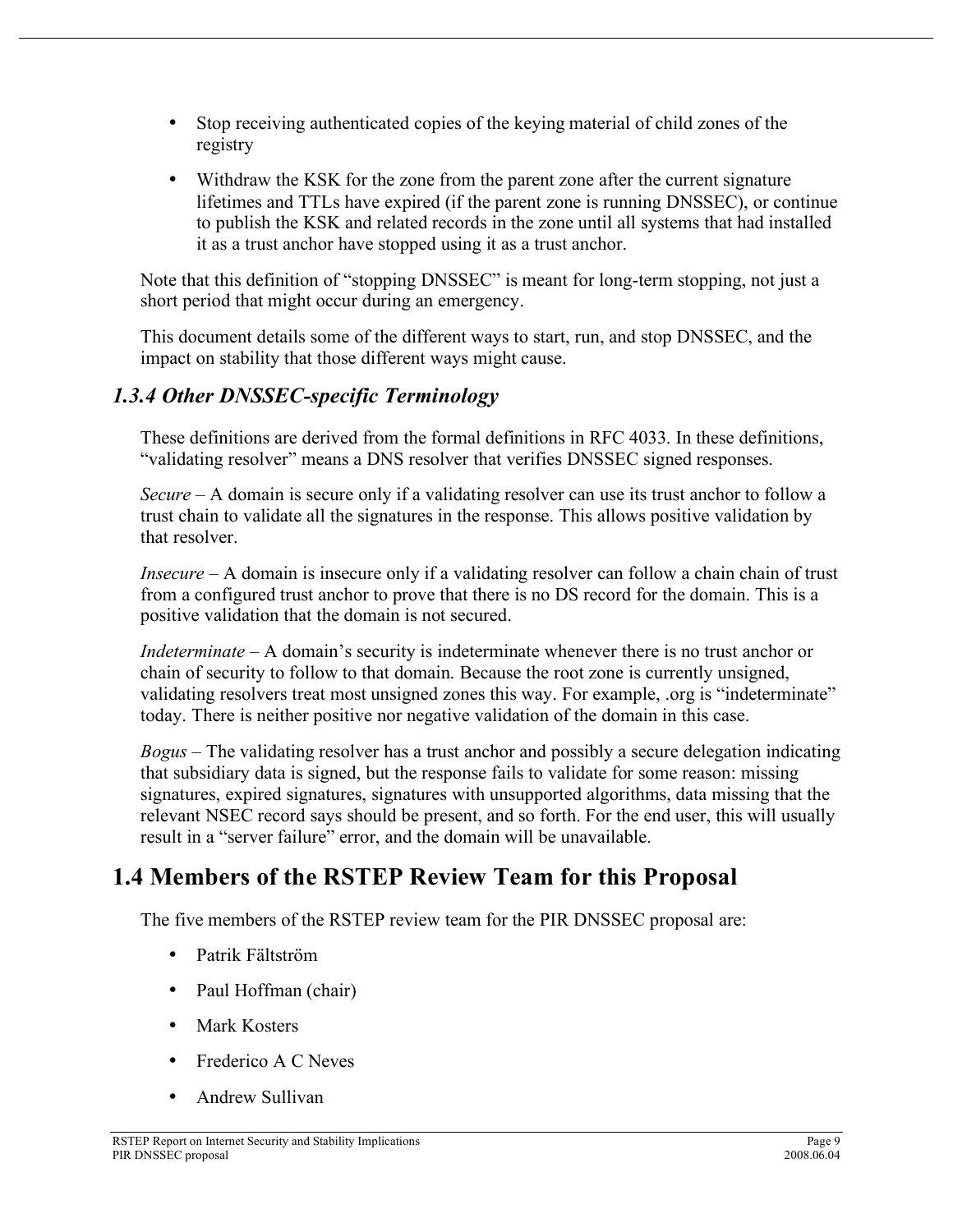- Stop receiving authenticated copies of the keying material of child zones of the registry
- Withdraw the KSK for the zone from the parent zone after the current signature lifetimes and TTLs have expired (if the parent zone is running DNSSEC), or continue to publish the KSK and related records in the zone until all systems that had installed it as a trust anchor have stopped using it as a trust anchor.

Note that this definition of "stopping DNSSEC" is meant for long-term stopping, not just a short period that might occur during an emergency.

This document details some of the different ways to start, run, and stop DNSSEC, and the impact on stability that those different ways might cause.

### 1.3.4 Other DNSSEC-specific Terminology

These definitions are derived from the formal definitions in RFC 4033. In these definitions, "validating resolver" means a DNS resolver that verifies DNSSEC signed responses.

*Secure* – A domain is secure only if a validating resolver can use its trust anchor to follow a trust chain to validate all the signatures in the response. This allows positive validation by that resolver.

*Insecure* – A domain is insecure only if a validating resolver can follow a chain chain of trust from a configured trust anchor to prove that there is no DS record for the domain. This is a positive validation that the domain is not secured.

*Indeterminate* – A domain's security is indeterminate whenever there is no trust anchor or chain of security to follow to that domain. Because the root zone is currently unsigned, validating resolvers treat most unsigned zones this way. For example, .org is "indeterminate" today. There is neither positive nor negative validation of the domain in this case.

*Bogus* – The validating resolver has a trust anchor and possibly a secure delegation indicating that subsidiary data is signed, but the response fails to validate for some reason: missing signatures, expired signatures, signatures with unsupported algorithms, data missing that the relevant NSEC record says should be present, and so forth. For the end user, this will usually result in a "server failure" error, and the domain will be unavailable.

## 1.4 Members of the RSTEP Review Team for this Proposal

The five members of the RSTEP review team for the PIR DNSSEC proposal are:

- Patrik Fältström
- Paul Hoffman (chair)
- Mark Kosters
- Frederico A C Neves
- Andrew Sullivan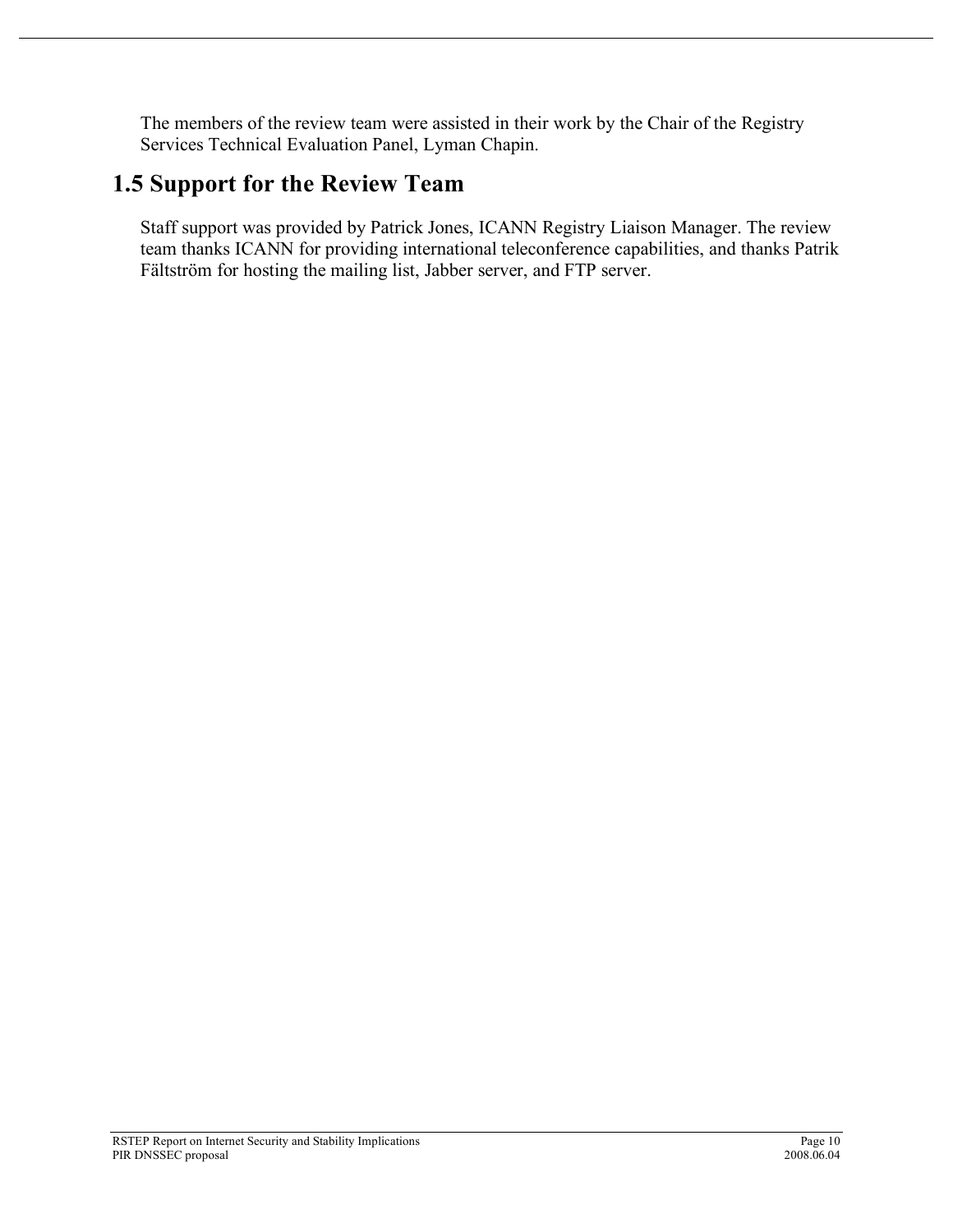The members of the review team were assisted in their work by the Chair of the Registry Services Technical Evaluation Panel, Lyman Chapin.

## 1.5 Support for the Review Team

Staff support was provided by Patrick Jones, ICANN Registry Liaison Manager. The review team thanks ICANN for providing international teleconference capabilities, and thanks Patrik Fältström for hosting the mailing list, Jabber server, and FTP server.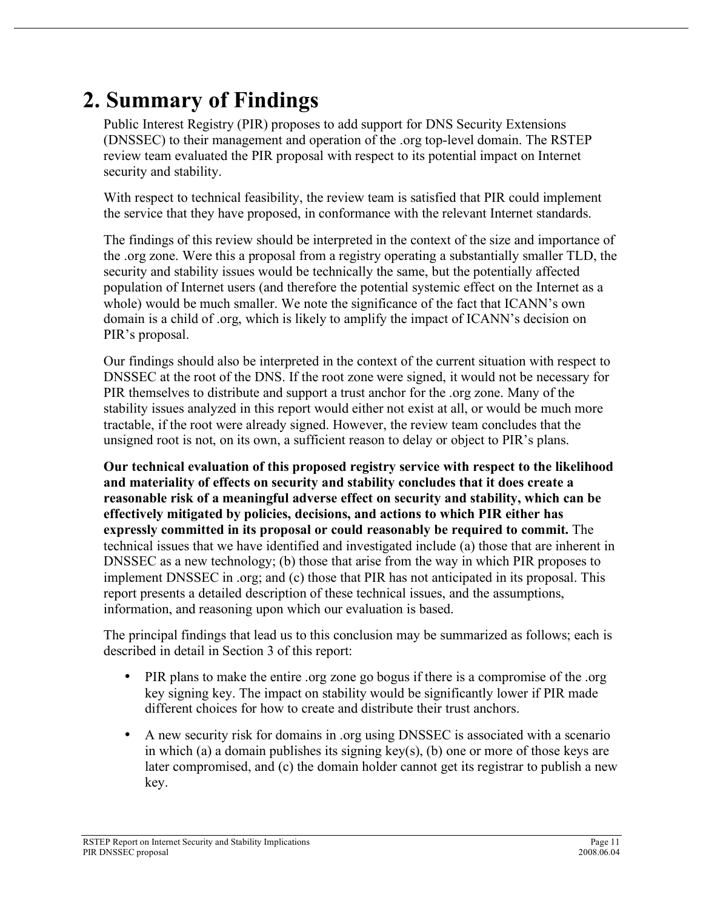# 2. Summary of Findings

Public Interest Registry (PIR) proposes to add support for DNS Security Extensions (DNSSEC) to their management and operation of the .org top-level domain. The RSTEP review team evaluated the PIR proposal with respect to its potential impact on Internet security and stability.

With respect to technical feasibility, the review team is satisfied that PIR could implement the service that they have proposed, in conformance with the relevant Internet standards.

The findings of this review should be interpreted in the context of the size and importance of the .org zone. Were this a proposal from a registry operating a substantially smaller TLD, the security and stability issues would be technically the same, but the potentially affected population of Internet users (and therefore the potential systemic effect on the Internet as a whole) would be much smaller. We note the significance of the fact that ICANN's own domain is a child of .org, which is likely to amplify the impact of ICANN's decision on PIR's proposal.

Our findings should also be interpreted in the context of the current situation with respect to DNSSEC at the root of the DNS. If the root zone were signed, it would not be necessary for PIR themselves to distribute and support a trust anchor for the .org zone. Many of the stability issues analyzed in this report would either not exist at all, or would be much more tractable, if the root were already signed. However, the review team concludes that the unsigned root is not, on its own, a sufficient reason to delay or object to PIR's plans.

**Our technical evaluation of this proposed registry service with respect to the likelihood and materiality of effects on security and stability concludes that it does create a reasonable risk of a meaningful adverse effect on security and stability, which can be effectively mitigated by policies, decisions, and actions to which PIR either has expressly committed in its proposal or could reasonably be required to commit.** The technical issues that we have identified and investigated include (a) those that are inherent in DNSSEC as a new technology; (b) those that arise from the way in which PIR proposes to implement DNSSEC in .org; and (c) those that PIR has not anticipated in its proposal. This report presents a detailed description of these technical issues, and the assumptions, information, and reasoning upon which our evaluation is based.

The principal findings that lead us to this conclusion may be summarized as follows; each is described in detail in Section 3 of this report:

- PIR plans to make the entire .org zone go bogus if there is a compromise of the .org key signing key. The impact on stability would be significantly lower if PIR made different choices for how to create and distribute their trust anchors.
- A new security risk for domains in .org using DNSSEC is associated with a scenario in which (a) a domain publishes its signing key(s), (b) one or more of those keys are later compromised, and (c) the domain holder cannot get its registrar to publish a new key.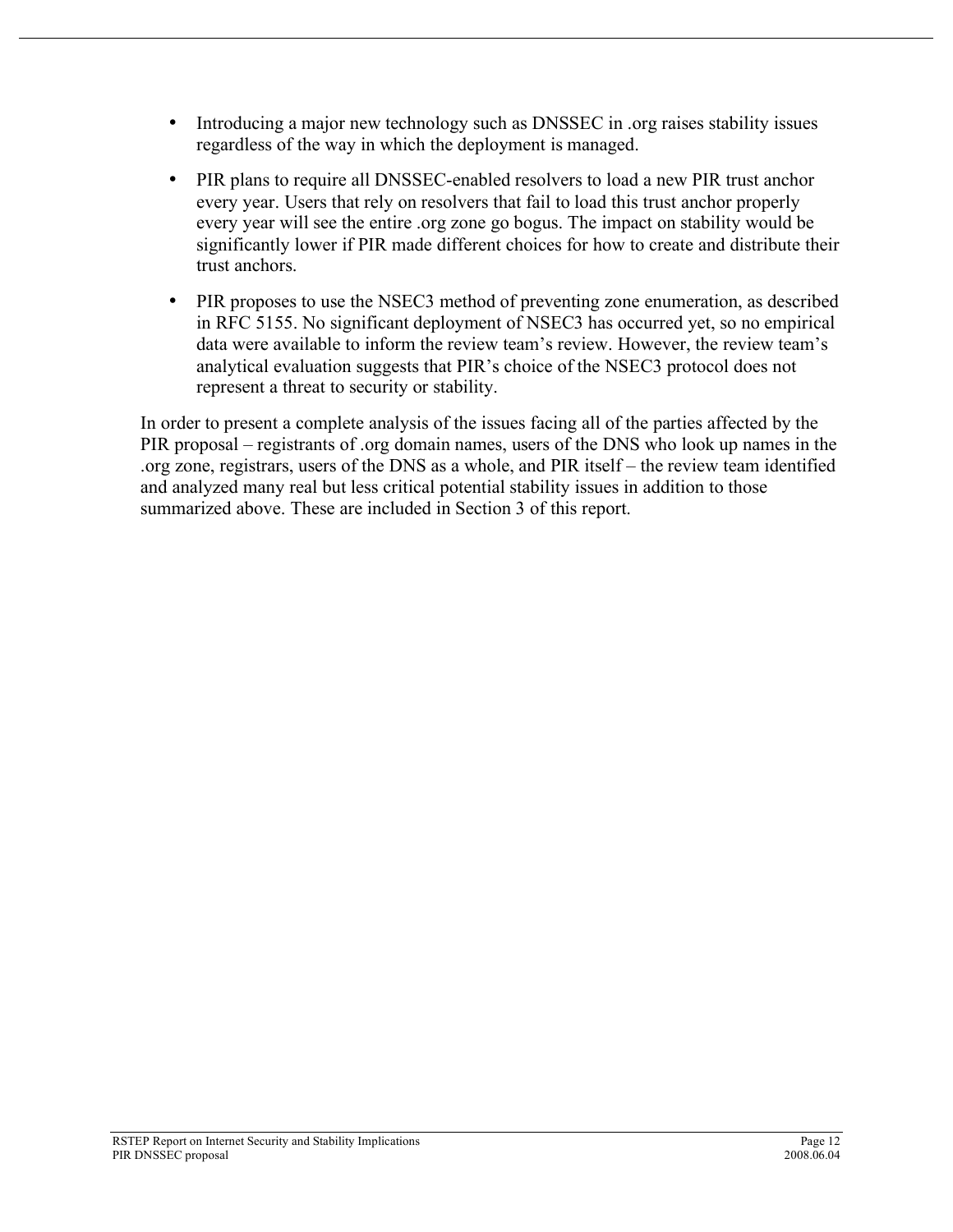- Introducing a major new technology such as DNSSEC in .org raises stability issues regardless of the way in which the deployment is managed.
- PIR plans to require all DNSSEC-enabled resolvers to load a new PIR trust anchor every year. Users that rely on resolvers that fail to load this trust anchor properly every year will see the entire .org zone go bogus. The impact on stability would be significantly lower if PIR made different choices for how to create and distribute their trust anchors.
- PIR proposes to use the NSEC3 method of preventing zone enumeration, as described in RFC 5155. No significant deployment of NSEC3 has occurred yet, so no empirical data were available to inform the review team's review. However, the review team's analytical evaluation suggests that PIR's choice of the NSEC3 protocol does not represent a threat to security or stability.

In order to present a complete analysis of the issues facing all of the parties affected by the PIR proposal – registrants of .org domain names, users of the DNS who look up names in the .org zone, registrars, users of the DNS as a whole, and PIR itself – the review team identified and analyzed many real but less critical potential stability issues in addition to those summarized above. These are included in Section 3 of this report.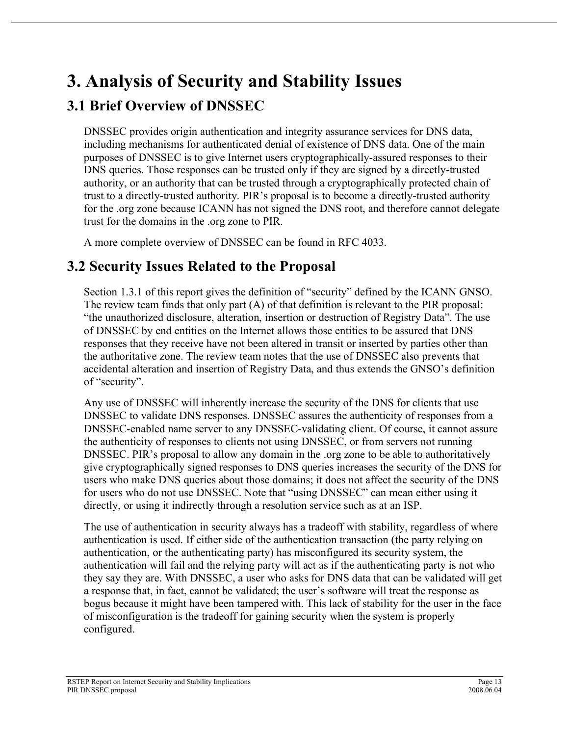# 3. Analysis of Security and Stability Issues

## 3.1 Brief Overview of DNSSEC

DNSSEC provides origin authentication and integrity assurance services for DNS data, including mechanisms for authenticated denial of existence of DNS data. One of the main purposes of DNSSEC is to give Internet users cryptographically-assured responses to their DNS queries. Those responses can be trusted only if they are signed by a directly-trusted authority, or an authority that can be trusted through a cryptographically protected chain of trust to a directly-trusted authority. PIR's proposal is to become a directly-trusted authority for the .org zone because ICANN has not signed the DNS root, and therefore cannot delegate trust for the domains in the .org zone to PIR.

A more complete overview of DNSSEC can be found in RFC 4033.

## 3.2 Security Issues Related to the Proposal

Section 1.3.1 of this report gives the definition of "security" defined by the ICANN GNSO. The review team finds that only part (A) of that definition is relevant to the PIR proposal: "the unauthorized disclosure, alteration, insertion or destruction of Registry Data". The use of DNSSEC by end entities on the Internet allows those entities to be assured that DNS responses that they receive have not been altered in transit or inserted by parties other than the authoritative zone. The review team notes that the use of DNSSEC also prevents that accidental alteration and insertion of Registry Data, and thus extends the GNSO's definition of "security".

Any use of DNSSEC will inherently increase the security of the DNS for clients that use DNSSEC to validate DNS responses. DNSSEC assures the authenticity of responses from a DNSSEC-enabled name server to any DNSSEC-validating client. Of course, it cannot assure the authenticity of responses to clients not using DNSSEC, or from servers not running DNSSEC. PIR's proposal to allow any domain in the .org zone to be able to authoritatively give cryptographically signed responses to DNS queries increases the security of the DNS for users who make DNS queries about those domains; it does not affect the security of the DNS for users who do not use DNSSEC. Note that "using DNSSEC" can mean either using it directly, or using it indirectly through a resolution service such as at an ISP.

The use of authentication in security always has a tradeoff with stability, regardless of where authentication is used. If either side of the authentication transaction (the party relying on authentication, or the authenticating party) has misconfigured its security system, the authentication will fail and the relying party will act as if the authenticating party is not who they say they are. With DNSSEC, a user who asks for DNS data that can be validated will get a response that, in fact, cannot be validated; the user's software will treat the response as bogus because it might have been tampered with. This lack of stability for the user in the face of misconfiguration is the tradeoff for gaining security when the system is properly configured.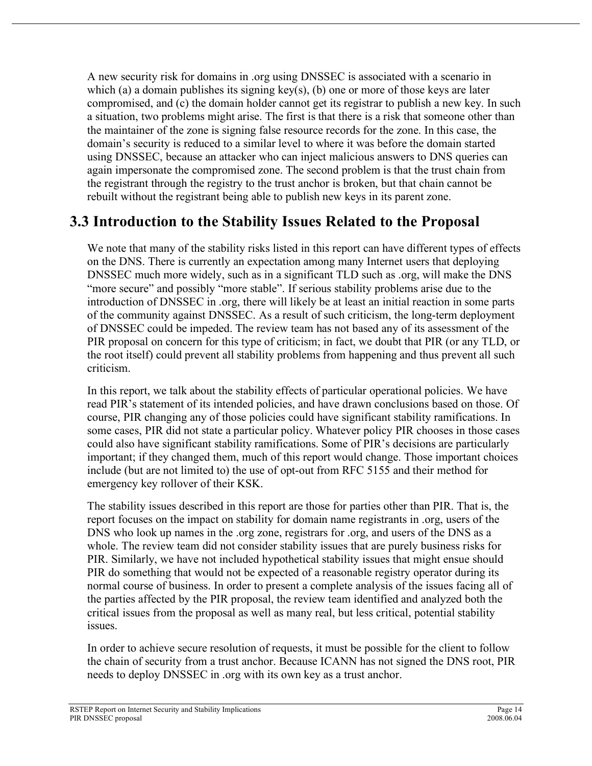A new security risk for domains in .org using DNSSEC is associated with a scenario in which (a) a domain publishes its signing key(s), (b) one or more of those keys are later compromised, and (c) the domain holder cannot get its registrar to publish a new key. In such a situation, two problems might arise. The first is that there is a risk that someone other than the maintainer of the zone is signing false resource records for the zone. In this case, the domain's security is reduced to a similar level to where it was before the domain started using DNSSEC, because an attacker who can inject malicious answers to DNS queries can again impersonate the compromised zone. The second problem is that the trust chain from the registrant through the registry to the trust anchor is broken, but that chain cannot be rebuilt without the registrant being able to publish new keys in its parent zone.

## 3.3 Introduction to the Stability Issues Related to the Proposal

We note that many of the stability risks listed in this report can have different types of effects on the DNS. There is currently an expectation among many Internet users that deploying DNSSEC much more widely, such as in a significant TLD such as .org, will make the DNS "more secure" and possibly "more stable". If serious stability problems arise due to the introduction of DNSSEC in .org, there will likely be at least an initial reaction in some parts of the community against DNSSEC. As a result of such criticism, the long-term deployment of DNSSEC could be impeded. The review team has not based any of its assessment of the PIR proposal on concern for this type of criticism; in fact, we doubt that PIR (or any TLD, or the root itself) could prevent all stability problems from happening and thus prevent all such criticism.

In this report, we talk about the stability effects of particular operational policies. We have read PIR's statement of its intended policies, and have drawn conclusions based on those. Of course, PIR changing any of those policies could have significant stability ramifications. In some cases, PIR did not state a particular policy. Whatever policy PIR chooses in those cases could also have significant stability ramifications. Some of PIR's decisions are particularly important; if they changed them, much of this report would change. Those important choices include (but are not limited to) the use of opt-out from RFC 5155 and their method for emergency key rollover of their KSK.

The stability issues described in this report are those for parties other than PIR. That is, the report focuses on the impact on stability for domain name registrants in .org, users of the DNS who look up names in the .org zone, registrars for .org, and users of the DNS as a whole. The review team did not consider stability issues that are purely business risks for PIR. Similarly, we have not included hypothetical stability issues that might ensue should PIR do something that would not be expected of a reasonable registry operator during its normal course of business. In order to present a complete analysis of the issues facing all of the parties affected by the PIR proposal, the review team identified and analyzed both the critical issues from the proposal as well as many real, but less critical, potential stability issues.

In order to achieve secure resolution of requests, it must be possible for the client to follow the chain of security from a trust anchor. Because ICANN has not signed the DNS root, PIR needs to deploy DNSSEC in .org with its own key as a trust anchor.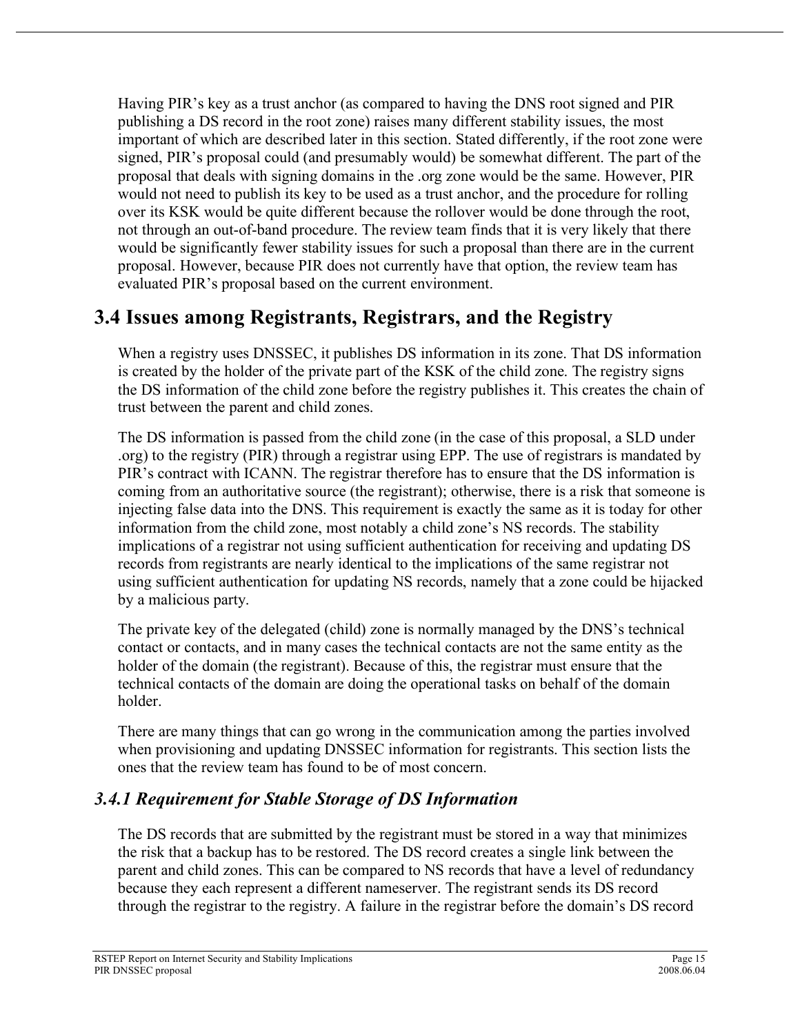Having PIR's key as a trust anchor (as compared to having the DNS root signed and PIR publishing a DS record in the root zone) raises many different stability issues, the most important of which are described later in this section. Stated differently, if the root zone were signed, PIR's proposal could (and presumably would) be somewhat different. The part of the proposal that deals with signing domains in the .org zone would be the same. However, PIR would not need to publish its key to be used as a trust anchor, and the procedure for rolling over its KSK would be quite different because the rollover would be done through the root, not through an out-of-band procedure. The review team finds that it is very likely that there would be significantly fewer stability issues for such a proposal than there are in the current proposal. However, because PIR does not currently have that option, the review team has evaluated PIR's proposal based on the current environment.

## 3.4 Issues among Registrants, Registrars, and the Registry

When a registry uses DNSSEC, it publishes DS information in its zone. That DS information is created by the holder of the private part of the KSK of the child zone. The registry signs the DS information of the child zone before the registry publishes it. This creates the chain of trust between the parent and child zones.

The DS information is passed from the child zone (in the case of this proposal, a SLD under .org) to the registry (PIR) through a registrar using EPP. The use of registrars is mandated by PIR's contract with ICANN. The registrar therefore has to ensure that the DS information is coming from an authoritative source (the registrant); otherwise, there is a risk that someone is injecting false data into the DNS. This requirement is exactly the same as it is today for other information from the child zone, most notably a child zone's NS records. The stability implications of a registrar not using sufficient authentication for receiving and updating DS records from registrants are nearly identical to the implications of the same registrar not using sufficient authentication for updating NS records, namely that a zone could be hijacked by a malicious party.

The private key of the delegated (child) zone is normally managed by the DNS's technical contact or contacts, and in many cases the technical contacts are not the same entity as the holder of the domain (the registrant). Because of this, the registrar must ensure that the technical contacts of the domain are doing the operational tasks on behalf of the domain holder.

There are many things that can go wrong in the communication among the parties involved when provisioning and updating DNSSEC information for registrants. This section lists the ones that the review team has found to be of most concern.

### *3.4.1 Requirement for Stable Storage of DS Information*

The DS records that are submitted by the registrant must be stored in a way that minimizes the risk that a backup has to be restored. The DS record creates a single link between the parent and child zones. This can be compared to NS records that have a level of redundancy because they each represent a different nameserver. The registrant sends its DS record through the registrar to the registry. A failure in the registrar before the domain's DS record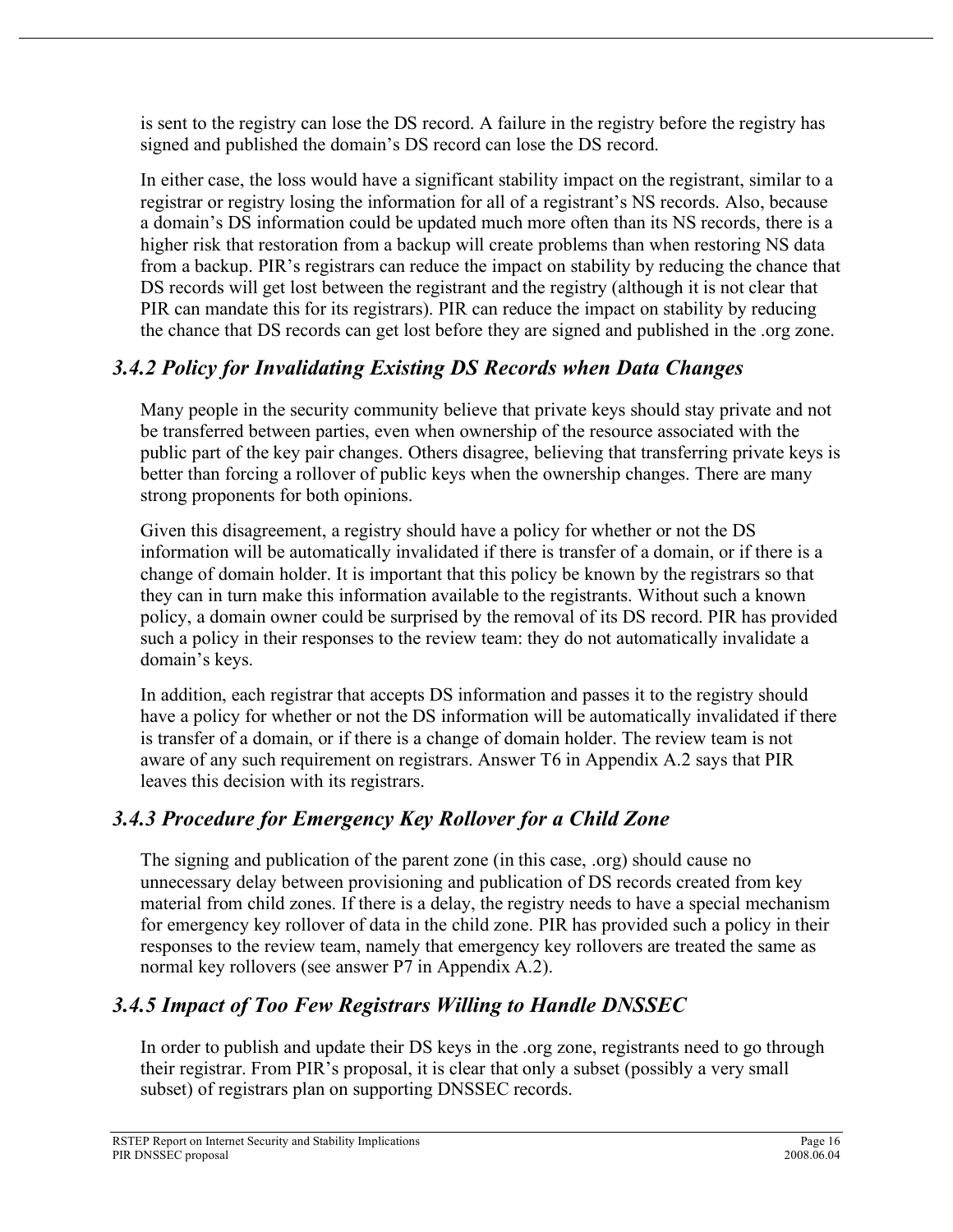is sent to the registry can lose the DS record. A failure in the registry before the registry has signed and published the domain's DS record can lose the DS record.

In either case, the loss would have a significant stability impact on the registrant, similar to a registrar or registry losing the information for all of a registrant's NS records. Also, because a domain's DS information could be updated much more often than its NS records, there is a higher risk that restoration from a backup will create problems than when restoring NS data from a backup. PIR's registrars can reduce the impact on stability by reducing the chance that DS records will get lost between the registrant and the registry (although it is not clear that PIR can mandate this for its registrars). PIR can reduce the impact on stability by reducing the chance that DS records can get lost before they are signed and published in the .org zone.

### *3.4.2 Policy for Invalidating Existing DS Records when Data Changes*

Many people in the security community believe that private keys should stay private and not be transferred between parties, even when ownership of the resource associated with the public part of the key pair changes. Others disagree, believing that transferring private keys is better than forcing a rollover of public keys when the ownership changes. There are many strong proponents for both opinions.

Given this disagreement, a registry should have a policy for whether or not the DS information will be automatically invalidated if there is transfer of a domain, or if there is a change of domain holder. It is important that this policy be known by the registrars so that they can in turn make this information available to the registrants. Without such a known policy, a domain owner could be surprised by the removal of its DS record. PIR has provided such a policy in their responses to the review team: they do not automatically invalidate a domain's keys.

In addition, each registrar that accepts DS information and passes it to the registry should have a policy for whether or not the DS information will be automatically invalidated if there is transfer of a domain, or if there is a change of domain holder. The review team is not aware of any such requirement on registrars. Answer T6 in Appendix A.2 says that PIR leaves this decision with its registrars.

### *3.4.3 Procedure for Emergency Key Rollover for a Child Zone*

The signing and publication of the parent zone (in this case, .org) should cause no unnecessary delay between provisioning and publication of DS records created from key material from child zones. If there is a delay, the registry needs to have a special mechanism for emergency key rollover of data in the child zone. PIR has provided such a policy in their responses to the review team, namely that emergency key rollovers are treated the same as normal key rollovers (see answer P7 in Appendix A.2).

### *3.4.5 Impact of Too Few Registrars Willing to Handle DNSSEC*

In order to publish and update their DS keys in the .org zone, registrants need to go through their registrar. From PIR's proposal, it is clear that only a subset (possibly a very small subset) of registrars plan on supporting DNSSEC records.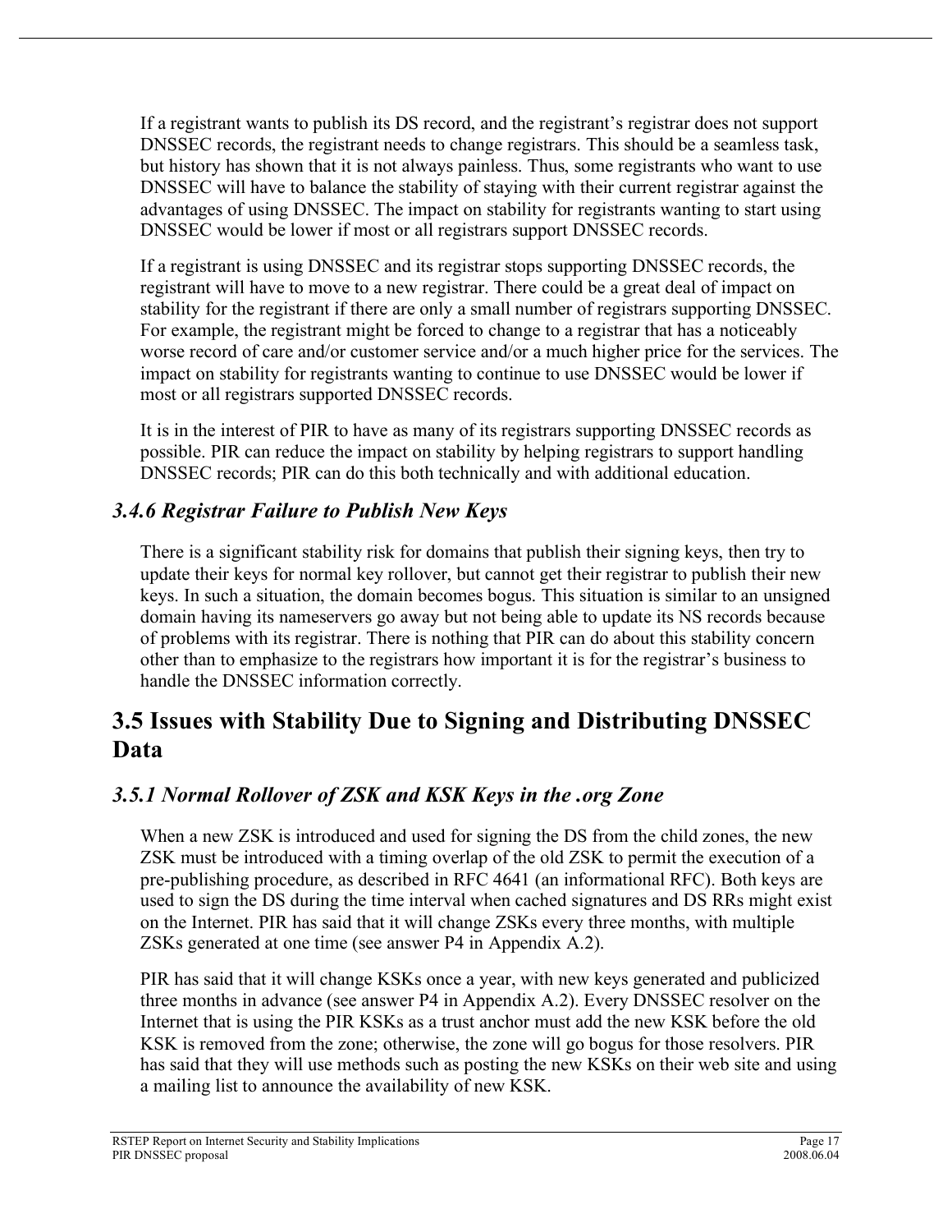If a registrant wants to publish its DS record, and the registrant's registrar does not support DNSSEC records, the registrant needs to change registrars. This should be a seamless task, but history has shown that it is not always painless. Thus, some registrants who want to use DNSSEC will have to balance the stability of staying with their current registrar against the advantages of using DNSSEC. The impact on stability for registrants wanting to start using DNSSEC would be lower if most or all registrars support DNSSEC records.

If a registrant is using DNSSEC and its registrar stops supporting DNSSEC records, the registrant will have to move to a new registrar. There could be a great deal of impact on stability for the registrant if there are only a small number of registrars supporting DNSSEC. For example, the registrant might be forced to change to a registrar that has a noticeably worse record of care and/or customer service and/or a much higher price for the services. The impact on stability for registrants wanting to continue to use DNSSEC would be lower if most or all registrars supported DNSSEC records.

It is in the interest of PIR to have as many of its registrars supporting DNSSEC records as possible. PIR can reduce the impact on stability by helping registrars to support handling DNSSEC records; PIR can do this both technically and with additional education.

### *3.4.6 Registrar Failure to Publish New Keys*

There is a significant stability risk for domains that publish their signing keys, then try to update their keys for normal key rollover, but cannot get their registrar to publish their new keys. In such a situation, the domain becomes bogus. This situation is similar to an unsigned domain having its nameservers go away but not being able to update its NS records because of problems with its registrar. There is nothing that PIR can do about this stability concern other than to emphasize to the registrars how important it is for the registrar's business to handle the DNSSEC information correctly.

## 3.5 Issues with Stability Due to Signing and Distributing DNSSEC Data

### *3.5.1 Normal Rollover of ZSK and KSK Keys in the .org Zone*

When a new ZSK is introduced and used for signing the DS from the child zones, the new ZSK must be introduced with a timing overlap of the old ZSK to permit the execution of a pre-publishing procedure, as described in RFC 4641 (an informational RFC). Both keys are used to sign the DS during the time interval when cached signatures and DS RRs might exist on the Internet. PIR has said that it will change ZSKs every three months, with multiple ZSKs generated at one time (see answer P4 in Appendix A.2).

PIR has said that it will change KSKs once a year, with new keys generated and publicized three months in advance (see answer P4 in Appendix A.2). Every DNSSEC resolver on the Internet that is using the PIR KSKs as a trust anchor must add the new KSK before the old KSK is removed from the zone; otherwise, the zone will go bogus for those resolvers. PIR has said that they will use methods such as posting the new KSKs on their web site and using a mailing list to announce the availability of new KSK.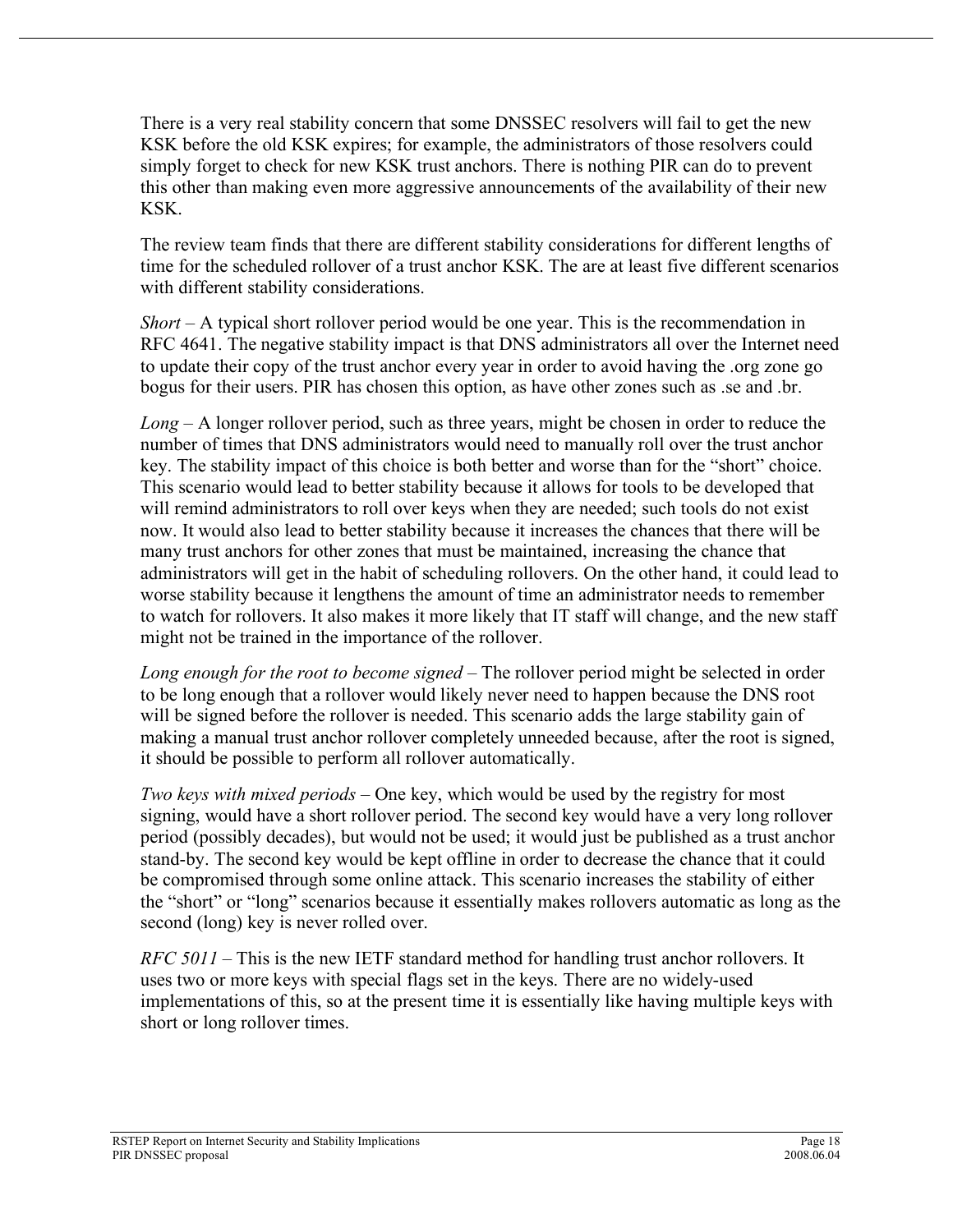There is a very real stability concern that some DNSSEC resolvers will fail to get the new KSK before the old KSK expires; for example, the administrators of those resolvers could simply forget to check for new KSK trust anchors. There is nothing PIR can do to prevent this other than making even more aggressive announcements of the availability of their new KSK.

The review team finds that there are different stability considerations for different lengths of time for the scheduled rollover of a trust anchor KSK. The are at least five different scenarios with different stability considerations.

*Short* – A typical short rollover period would be one year. This is the recommendation in RFC 4641. The negative stability impact is that DNS administrators all over the Internet need to update their copy of the trust anchor every year in order to avoid having the .org zone go bogus for their users. PIR has chosen this option, as have other zones such as .se and .br.

*Long* – A longer rollover period, such as three years, might be chosen in order to reduce the number of times that DNS administrators would need to manually roll over the trust anchor key. The stability impact of this choice is both better and worse than for the "short" choice. This scenario would lead to better stability because it allows for tools to be developed that will remind administrators to roll over keys when they are needed; such tools do not exist now. It would also lead to better stability because it increases the chances that there will be many trust anchors for other zones that must be maintained, increasing the chance that administrators will get in the habit of scheduling rollovers. On the other hand, it could lead to worse stability because it lengthens the amount of time an administrator needs to remember to watch for rollovers. It also makes it more likely that IT staff will change, and the new staff might not be trained in the importance of the rollover.

*Long enough for the root to become signed* – The rollover period might be selected in order to be long enough that a rollover would likely never need to happen because the DNS root will be signed before the rollover is needed. This scenario adds the large stability gain of making a manual trust anchor rollover completely unneeded because, after the root is signed, it should be possible to perform all rollover automatically.

*Two keys with mixed periods* – One key, which would be used by the registry for most signing, would have a short rollover period. The second key would have a very long rollover period (possibly decades), but would not be used; it would just be published as a trust anchor stand-by. The second key would be kept offline in order to decrease the chance that it could be compromised through some online attack. This scenario increases the stability of either the "short" or "long" scenarios because it essentially makes rollovers automatic as long as the second (long) key is never rolled over.

*RFC 5011* – This is the new IETF standard method for handling trust anchor rollovers. It uses two or more keys with special flags set in the keys. There are no widely-used implementations of this, so at the present time it is essentially like having multiple keys with short or long rollover times.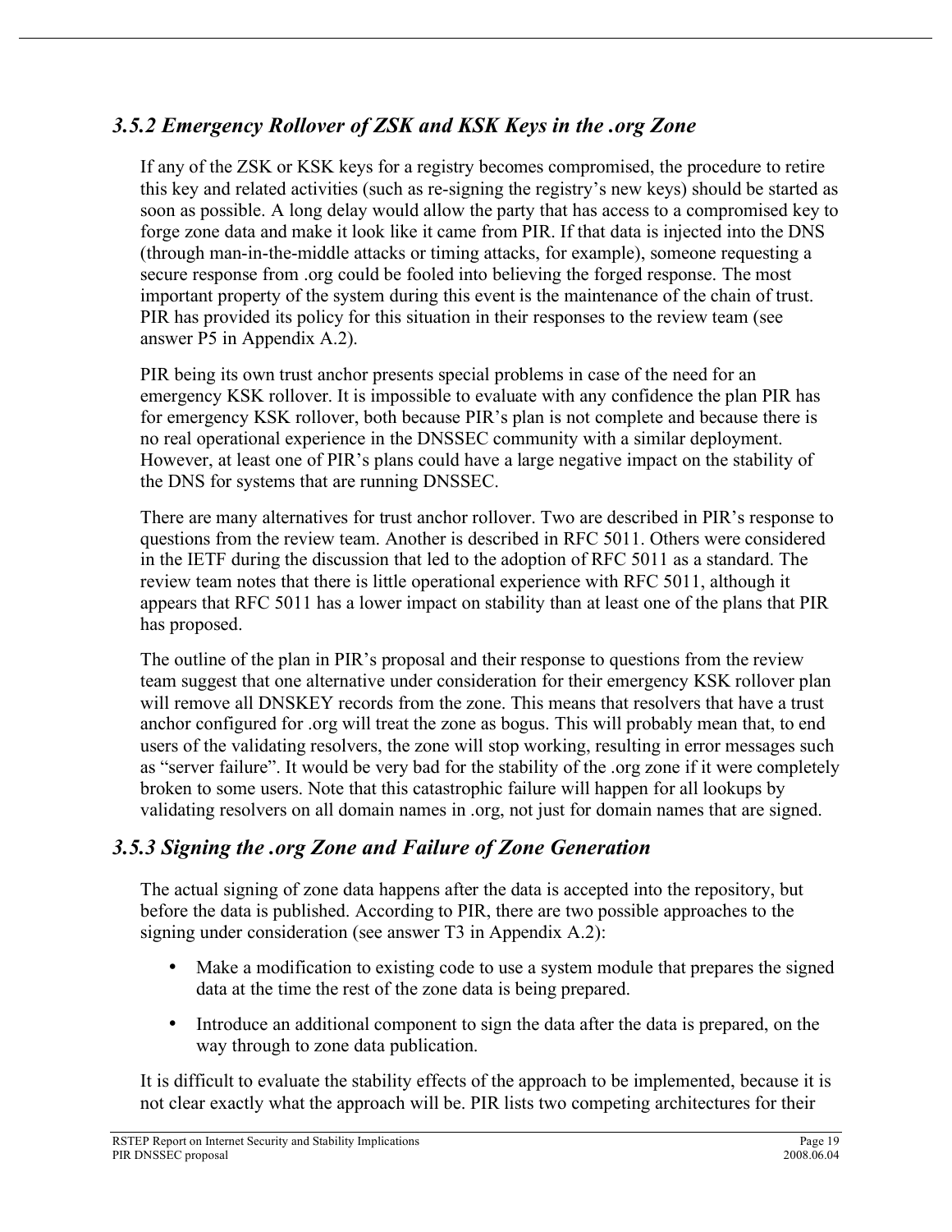### *3.5.2 Emergency Rollover of ZSK and KSK Keys in the .org Zone*

If any of the ZSK or KSK keys for a registry becomes compromised, the procedure to retire this key and related activities (such as re-signing the registry's new keys) should be started as soon as possible. A long delay would allow the party that has access to a compromised key to forge zone data and make it look like it came from PIR. If that data is injected into the DNS (through man-in-the-middle attacks or timing attacks, for example), someone requesting a secure response from .org could be fooled into believing the forged response. The most important property of the system during this event is the maintenance of the chain of trust. PIR has provided its policy for this situation in their responses to the review team (see answer P5 in Appendix A.2).

PIR being its own trust anchor presents special problems in case of the need for an emergency KSK rollover. It is impossible to evaluate with any confidence the plan PIR has for emergency KSK rollover, both because PIR's plan is not complete and because there is no real operational experience in the DNSSEC community with a similar deployment. However, at least one of PIR's plans could have a large negative impact on the stability of the DNS for systems that are running DNSSEC.

There are many alternatives for trust anchor rollover. Two are described in PIR's response to questions from the review team. Another is described in RFC 5011. Others were considered in the IETF during the discussion that led to the adoption of RFC 5011 as a standard. The review team notes that there is little operational experience with RFC 5011, although it appears that RFC 5011 has a lower impact on stability than at least one of the plans that PIR has proposed.

The outline of the plan in PIR's proposal and their response to questions from the review team suggest that one alternative under consideration for their emergency KSK rollover plan will remove all DNSKEY records from the zone. This means that resolvers that have a trust anchor configured for .org will treat the zone as bogus. This will probably mean that, to end users of the validating resolvers, the zone will stop working, resulting in error messages such as "server failure". It would be very bad for the stability of the .org zone if it were completely broken to some users. Note that this catastrophic failure will happen for all lookups by validating resolvers on all domain names in .org, not just for domain names that are signed.

### *3.5.3 Signing the .org Zone and Failure of Zone Generation*

The actual signing of zone data happens after the data is accepted into the repository, but before the data is published. According to PIR, there are two possible approaches to the signing under consideration (see answer T3 in Appendix A.2):

- Make a modification to existing code to use a system module that prepares the signed data at the time the rest of the zone data is being prepared.
- Introduce an additional component to sign the data after the data is prepared, on the way through to zone data publication.

It is difficult to evaluate the stability effects of the approach to be implemented, because it is not clear exactly what the approach will be. PIR lists two competing architectures for their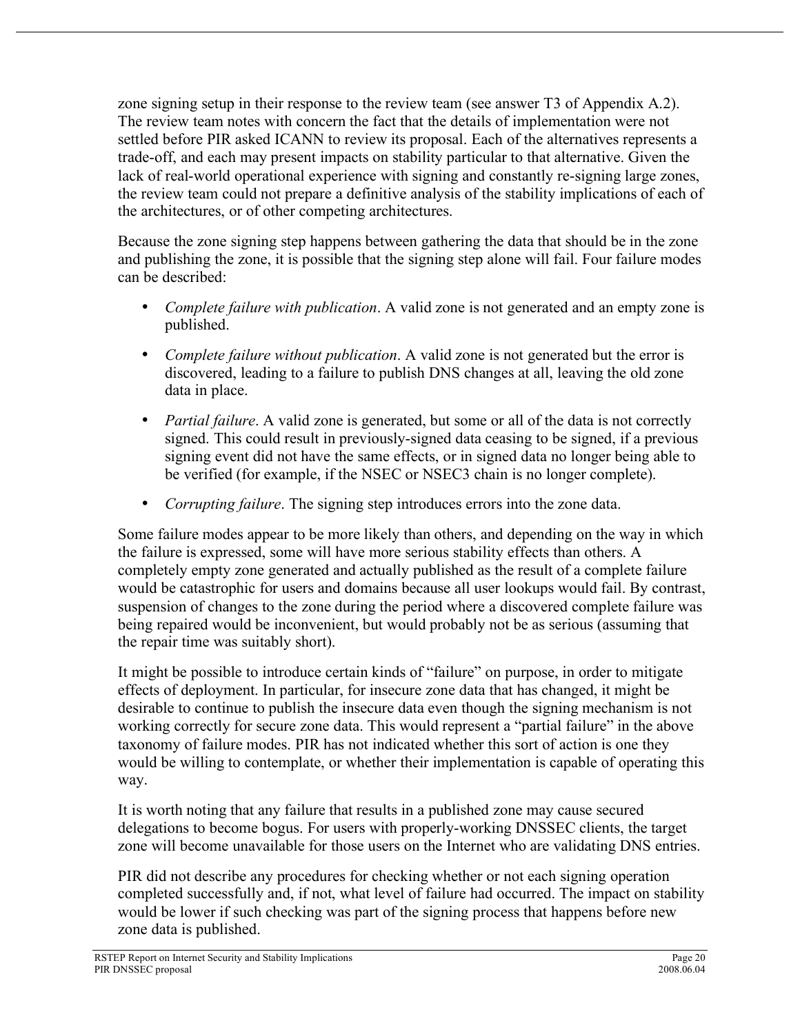zone signing setup in their response to the review team (see answer T3 of Appendix A.2). The review team notes with concern the fact that the details of implementation were not settled before PIR asked ICANN to review its proposal. Each of the alternatives represents a trade-off, and each may present impacts on stability particular to that alternative. Given the lack of real-world operational experience with signing and constantly re-signing large zones, the review team could not prepare a definitive analysis of the stability implications of each of the architectures, or of other competing architectures.

Because the zone signing step happens between gathering the data that should be in the zone and publishing the zone, it is possible that the signing step alone will fail. Four failure modes can be described:

- *Complete failure with publication*. A valid zone is not generated and an empty zone is published.
- *Complete failure without publication*. A valid zone is not generated but the error is discovered, leading to a failure to publish DNS changes at all, leaving the old zone data in place.
- *Partial failure*. A valid zone is generated, but some or all of the data is not correctly signed. This could result in previously-signed data ceasing to be signed, if a previous signing event did not have the same effects, or in signed data no longer being able to be verified (for example, if the NSEC or NSEC3 chain is no longer complete).
- *Corrupting failure*. The signing step introduces errors into the zone data.

Some failure modes appear to be more likely than others, and depending on the way in which the failure is expressed, some will have more serious stability effects than others. A completely empty zone generated and actually published as the result of a complete failure would be catastrophic for users and domains because all user lookups would fail. By contrast, suspension of changes to the zone during the period where a discovered complete failure was being repaired would be inconvenient, but would probably not be as serious (assuming that the repair time was suitably short).

It might be possible to introduce certain kinds of "failure" on purpose, in order to mitigate effects of deployment. In particular, for insecure zone data that has changed, it might be desirable to continue to publish the insecure data even though the signing mechanism is not working correctly for secure zone data. This would represent a "partial failure" in the above taxonomy of failure modes. PIR has not indicated whether this sort of action is one they would be willing to contemplate, or whether their implementation is capable of operating this way.

It is worth noting that any failure that results in a published zone may cause secured delegations to become bogus. For users with properly-working DNSSEC clients, the target zone will become unavailable for those users on the Internet who are validating DNS entries.

PIR did not describe any procedures for checking whether or not each signing operation completed successfully and, if not, what level of failure had occurred. The impact on stability would be lower if such checking was part of the signing process that happens before new zone data is published.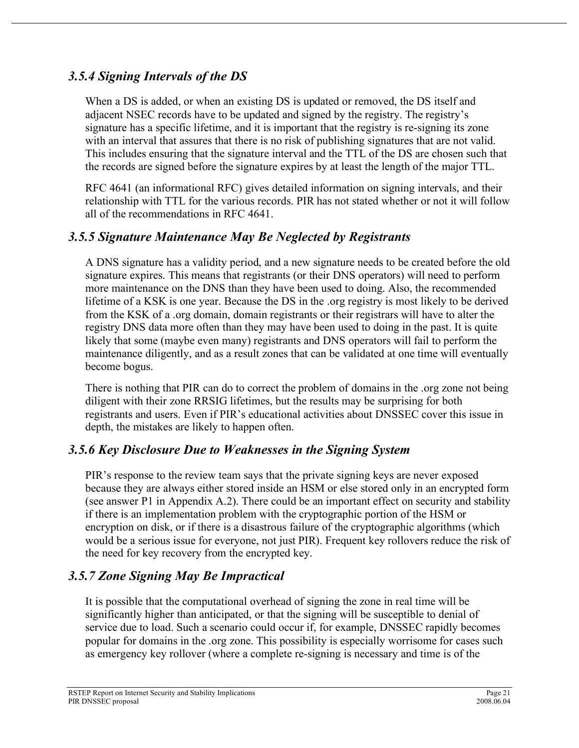### *3.5.4 Signing Intervals of the DS*

When a DS is added, or when an existing DS is updated or removed, the DS itself and adjacent NSEC records have to be updated and signed by the registry. The registry's signature has a specific lifetime, and it is important that the registry is re-signing its zone with an interval that assures that there is no risk of publishing signatures that are not valid. This includes ensuring that the signature interval and the TTL of the DS are chosen such that the records are signed before the signature expires by at least the length of the major TTL.

RFC 4641 (an informational RFC) gives detailed information on signing intervals, and their relationship with TTL for the various records. PIR has not stated whether or not it will follow all of the recommendations in RFC 4641.

### *3.5.5 Signature Maintenance May Be Neglected by Registrants*

A DNS signature has a validity period, and a new signature needs to be created before the old signature expires. This means that registrants (or their DNS operators) will need to perform more maintenance on the DNS than they have been used to doing. Also, the recommended lifetime of a KSK is one year. Because the DS in the .org registry is most likely to be derived from the KSK of a .org domain, domain registrants or their registrars will have to alter the registry DNS data more often than they may have been used to doing in the past. It is quite likely that some (maybe even many) registrants and DNS operators will fail to perform the maintenance diligently, and as a result zones that can be validated at one time will eventually become bogus.

There is nothing that PIR can do to correct the problem of domains in the .org zone not being diligent with their zone RRSIG lifetimes, but the results may be surprising for both registrants and users. Even if PIR's educational activities about DNSSEC cover this issue in depth, the mistakes are likely to happen often.

### *3.5.6 Key Disclosure Due to Weaknesses in the Signing System*

PIR's response to the review team says that the private signing keys are never exposed because they are always either stored inside an HSM or else stored only in an encrypted form (see answer P1 in Appendix A.2). There could be an important effect on security and stability if there is an implementation problem with the cryptographic portion of the HSM or encryption on disk, or if there is a disastrous failure of the cryptographic algorithms (which would be a serious issue for everyone, not just PIR). Frequent key rollovers reduce the risk of the need for key recovery from the encrypted key.

### *3.5.7 Zone Signing May Be Impractical*

It is possible that the computational overhead of signing the zone in real time will be significantly higher than anticipated, or that the signing will be susceptible to denial of service due to load. Such a scenario could occur if, for example, DNSSEC rapidly becomes popular for domains in the .org zone. This possibility is especially worrisome for cases such as emergency key rollover (where a complete re-signing is necessary and time is of the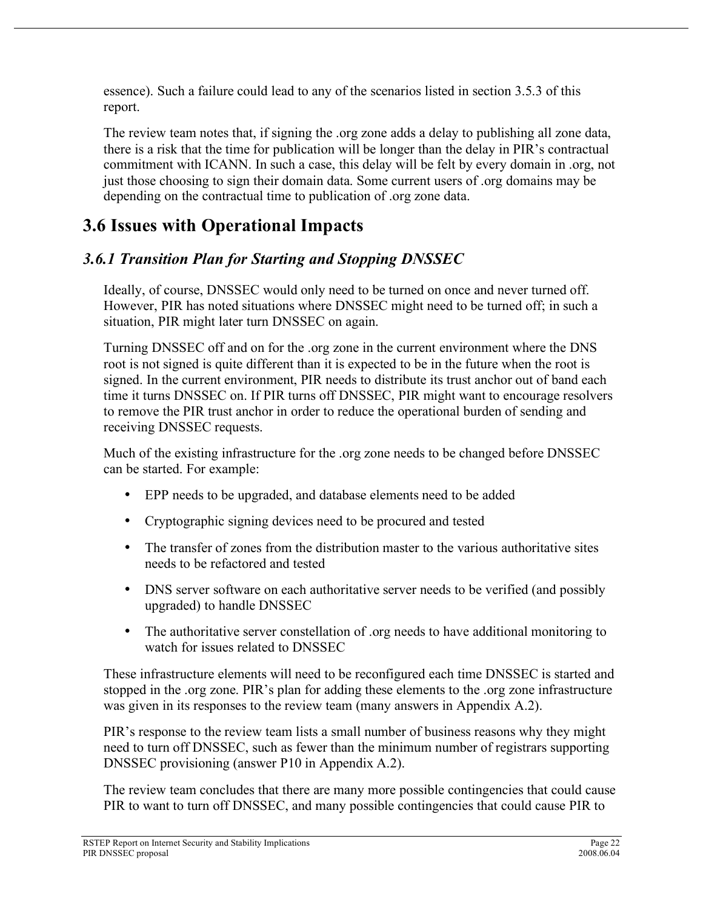essence). Such a failure could lead to any of the scenarios listed in section 3.5.3 of this report.

The review team notes that, if signing the .org zone adds a delay to publishing all zone data, there is a risk that the time for publication will be longer than the delay in PIR's contractual commitment with ICANN. In such a case, this delay will be felt by every domain in .org, not just those choosing to sign their domain data. Some current users of .org domains may be depending on the contractual time to publication of .org zone data.

## 3.6 Issues with Operational Impacts

### *3.6.1 Transition Plan for Starting and Stopping DNSSEC*

Ideally, of course, DNSSEC would only need to be turned on once and never turned off. However, PIR has noted situations where DNSSEC might need to be turned off; in such a situation, PIR might later turn DNSSEC on again.

Turning DNSSEC off and on for the .org zone in the current environment where the DNS root is not signed is quite different than it is expected to be in the future when the root is signed. In the current environment, PIR needs to distribute its trust anchor out of band each time it turns DNSSEC on. If PIR turns off DNSSEC, PIR might want to encourage resolvers to remove the PIR trust anchor in order to reduce the operational burden of sending and receiving DNSSEC requests.

Much of the existing infrastructure for the .org zone needs to be changed before DNSSEC can be started. For example:

- EPP needs to be upgraded, and database elements need to be added
- Cryptographic signing devices need to be procured and tested
- The transfer of zones from the distribution master to the various authoritative sites needs to be refactored and tested
- DNS server software on each authoritative server needs to be verified (and possibly upgraded) to handle DNSSEC
- The authoritative server constellation of .org needs to have additional monitoring to watch for issues related to DNSSEC

These infrastructure elements will need to be reconfigured each time DNSSEC is started and stopped in the .org zone. PIR's plan for adding these elements to the .org zone infrastructure was given in its responses to the review team (many answers in Appendix A.2).

PIR's response to the review team lists a small number of business reasons why they might need to turn off DNSSEC, such as fewer than the minimum number of registrars supporting DNSSEC provisioning (answer P10 in Appendix A.2).

The review team concludes that there are many more possible contingencies that could cause PIR to want to turn off DNSSEC, and many possible contingencies that could cause PIR to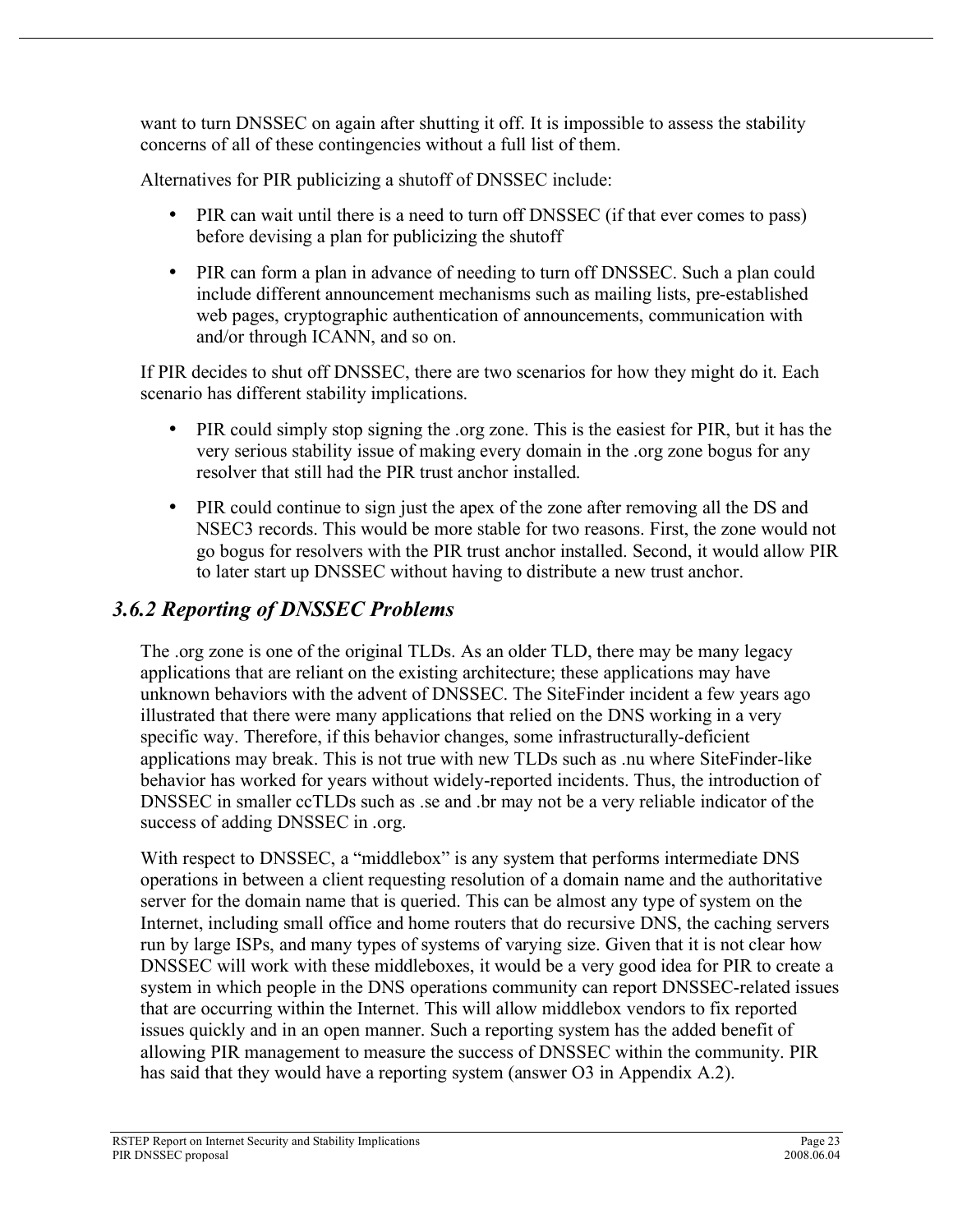want to turn DNSSEC on again after shutting it off. It is impossible to assess the stability concerns of all of these contingencies without a full list of them.

Alternatives for PIR publicizing a shutoff of DNSSEC include:

- PIR can wait until there is a need to turn off DNSSEC (if that ever comes to pass) before devising a plan for publicizing the shutoff
- PIR can form a plan in advance of needing to turn off DNSSEC. Such a plan could include different announcement mechanisms such as mailing lists, pre-established web pages, cryptographic authentication of announcements, communication with and/or through ICANN, and so on.

If PIR decides to shut off DNSSEC, there are two scenarios for how they might do it. Each scenario has different stability implications.

- PIR could simply stop signing the .org zone. This is the easiest for PIR, but it has the very serious stability issue of making every domain in the .org zone bogus for any resolver that still had the PIR trust anchor installed.
- PIR could continue to sign just the apex of the zone after removing all the DS and NSEC3 records. This would be more stable for two reasons. First, the zone would not go bogus for resolvers with the PIR trust anchor installed. Second, it would allow PIR to later start up DNSSEC without having to distribute a new trust anchor.

### *3.6.2 Reporting of DNSSEC Problems*

The .org zone is one of the original TLDs. As an older TLD, there may be many legacy applications that are reliant on the existing architecture; these applications may have unknown behaviors with the advent of DNSSEC. The SiteFinder incident a few years ago illustrated that there were many applications that relied on the DNS working in a very specific way. Therefore, if this behavior changes, some infrastructurally-deficient applications may break. This is not true with new TLDs such as .nu where SiteFinder-like behavior has worked for years without widely-reported incidents. Thus, the introduction of DNSSEC in smaller ccTLDs such as .se and .br may not be a very reliable indicator of the success of adding DNSSEC in .org.

With respect to DNSSEC, a "middlebox" is any system that performs intermediate DNS operations in between a client requesting resolution of a domain name and the authoritative server for the domain name that is queried. This can be almost any type of system on the Internet, including small office and home routers that do recursive DNS, the caching servers run by large ISPs, and many types of systems of varying size. Given that it is not clear how DNSSEC will work with these middleboxes, it would be a very good idea for PIR to create a system in which people in the DNS operations community can report DNSSEC-related issues that are occurring within the Internet. This will allow middlebox vendors to fix reported issues quickly and in an open manner. Such a reporting system has the added benefit of allowing PIR management to measure the success of DNSSEC within the community. PIR has said that they would have a reporting system (answer O3 in Appendix A.2).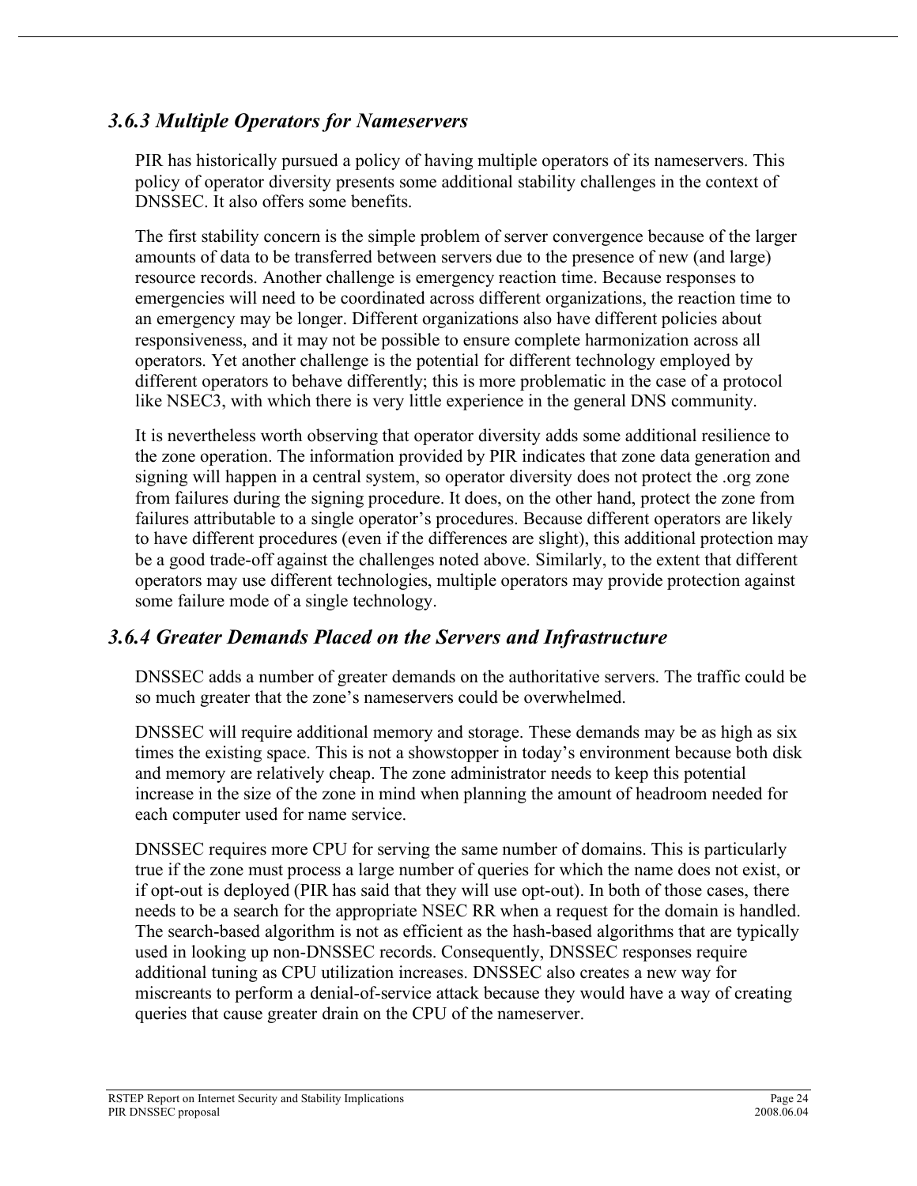### *3.6.3 Multiple Operators for Nameservers*

PIR has historically pursued a policy of having multiple operators of its nameservers. This policy of operator diversity presents some additional stability challenges in the context of DNSSEC. It also offers some benefits.

The first stability concern is the simple problem of server convergence because of the larger amounts of data to be transferred between servers due to the presence of new (and large) resource records. Another challenge is emergency reaction time. Because responses to emergencies will need to be coordinated across different organizations, the reaction time to an emergency may be longer. Different organizations also have different policies about responsiveness, and it may not be possible to ensure complete harmonization across all operators. Yet another challenge is the potential for different technology employed by different operators to behave differently; this is more problematic in the case of a protocol like NSEC3, with which there is very little experience in the general DNS community.

It is nevertheless worth observing that operator diversity adds some additional resilience to the zone operation. The information provided by PIR indicates that zone data generation and signing will happen in a central system, so operator diversity does not protect the .org zone from failures during the signing procedure. It does, on the other hand, protect the zone from failures attributable to a single operator's procedures. Because different operators are likely to have different procedures (even if the differences are slight), this additional protection may be a good trade-off against the challenges noted above. Similarly, to the extent that different operators may use different technologies, multiple operators may provide protection against some failure mode of a single technology.

### *3.6.4 Greater Demands Placed on the Servers and Infrastructure*

DNSSEC adds a number of greater demands on the authoritative servers. The traffic could be so much greater that the zone's nameservers could be overwhelmed.

DNSSEC will require additional memory and storage. These demands may be as high as six times the existing space. This is not a showstopper in today's environment because both disk and memory are relatively cheap. The zone administrator needs to keep this potential increase in the size of the zone in mind when planning the amount of headroom needed for each computer used for name service.

DNSSEC requires more CPU for serving the same number of domains. This is particularly true if the zone must process a large number of queries for which the name does not exist, or if opt-out is deployed (PIR has said that they will use opt-out). In both of those cases, there needs to be a search for the appropriate NSEC RR when a request for the domain is handled. The search-based algorithm is not as efficient as the hash-based algorithms that are typically used in looking up non-DNSSEC records. Consequently, DNSSEC responses require additional tuning as CPU utilization increases. DNSSEC also creates a new way for miscreants to perform a denial-of-service attack because they would have a way of creating queries that cause greater drain on the CPU of the nameserver.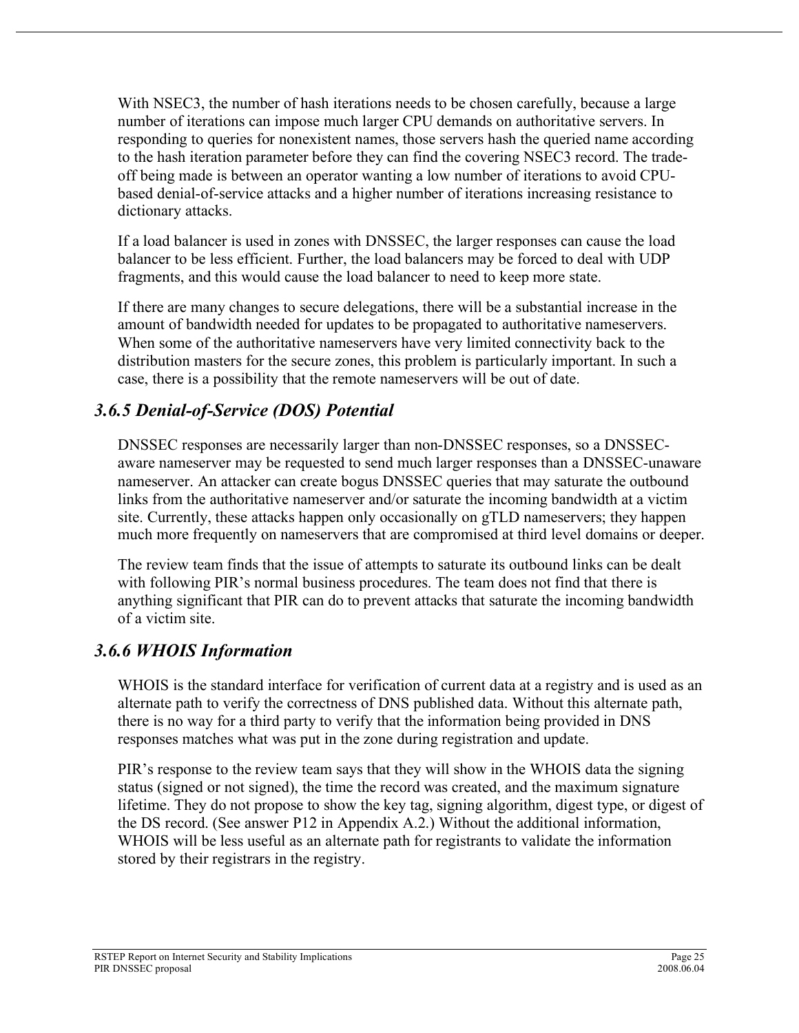With NSEC3, the number of hash iterations needs to be chosen carefully, because a large number of iterations can impose much larger CPU demands on authoritative servers. In responding to queries for nonexistent names, those servers hash the queried name according to the hash iteration parameter before they can find the covering NSEC3 record. The trade-off being made is between an operator wanting a low number of iterations to avoid CPU-based denial-of-service attacks and a higher number of iterations increasing resistance to dictionary attacks.

If a load balancer is used in zones with DNSSEC, the larger responses can cause the load balancer to be less efficient. Further, the load balancers may be forced to deal with UDP fragments, and this would cause the load balancer to need to keep more state.

If there are many changes to secure delegations, there will be a substantial increase in the amount of bandwidth needed for updates to be propagated to authoritative nameservers. When some of the authoritative nameservers have very limited connectivity back to the distribution masters for the secure zones, this problem is particularly important. In such a case, there is a possibility that the remote nameservers will be out of date.

### *3.6.5 Denial-of-Service (DOS) Potential*

DNSSEC responses are necessarily larger than non-DNSSEC responses, so a DNSSEC-aware nameserver may be requested to send much larger responses than a DNSSEC-unaware nameserver. An attacker can create bogus DNSSEC queries that may saturate the outbound links from the authoritative nameserver and/or saturate the incoming bandwidth at a victim site. Currently, these attacks happen only occasionally on gTLD nameservers; they happen much more frequently on nameservers that are compromised at third level domains or deeper.

The review team finds that the issue of attempts to saturate its outbound links can be dealt with following PIR's normal business procedures. The team does not find that there is anything significant that PIR can do to prevent attacks that saturate the incoming bandwidth of a victim site.

### *3.6.6 WHOIS Information*

WHOIS is the standard interface for verification of current data at a registry and is used as an alternate path to verify the correctness of DNS published data. Without this alternate path, there is no way for a third party to verify that the information being provided in DNS responses matches what was put in the zone during registration and update.

PIR's response to the review team says that they will show in the WHOIS data the signing status (signed or not signed), the time the record was created, and the maximum signature lifetime. They do not propose to show the key tag, signing algorithm, digest type, or digest of the DS record. (See answer P12 in Appendix A.2.) Without the additional information, WHOIS will be less useful as an alternate path for registrants to validate the information stored by their registrars in the registry.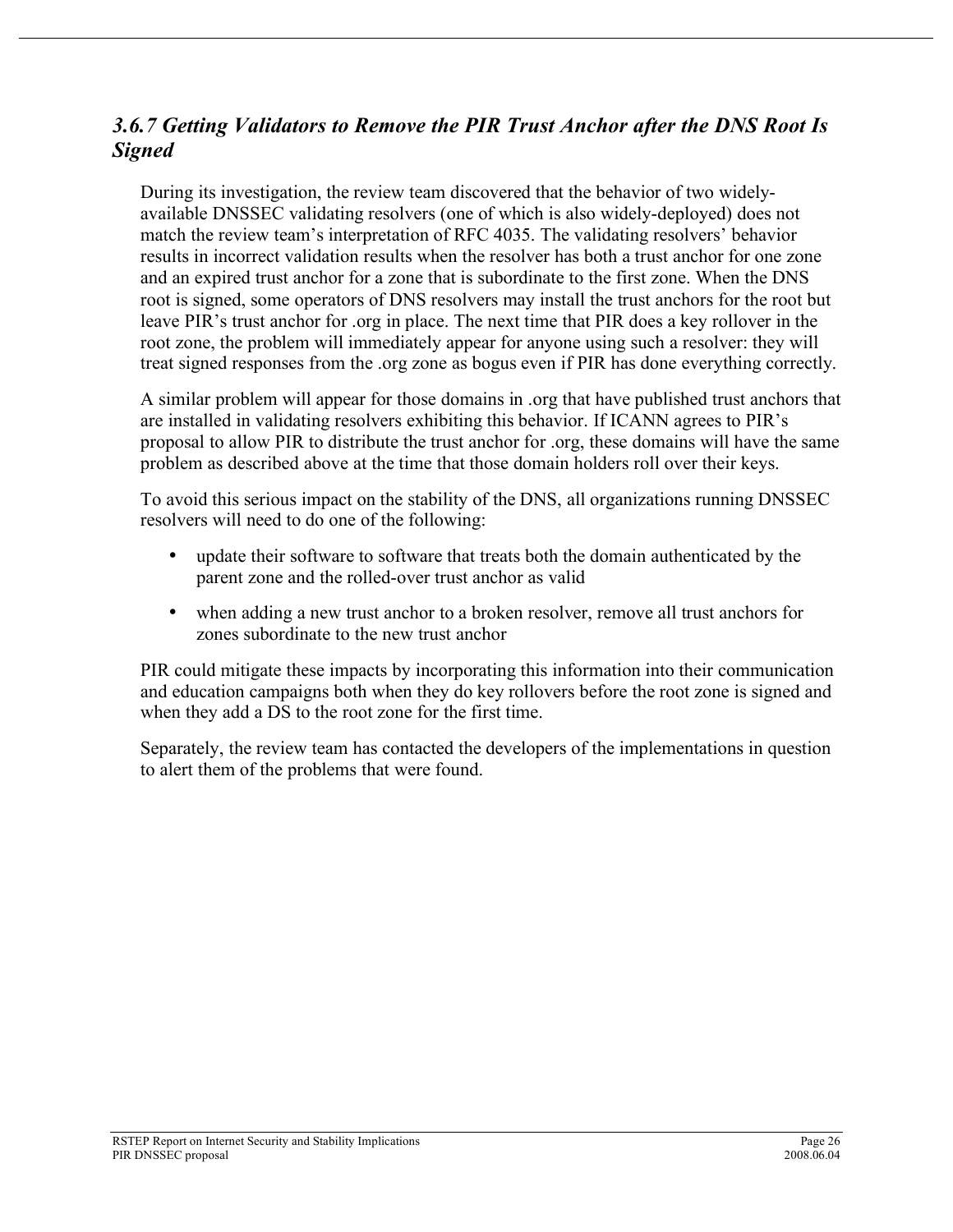### *3.6.7 Getting Validators to Remove the PIR Trust Anchor after the DNS Root Is Signed*

During its investigation, the review team discovered that the behavior of two widely-available DNSSEC validating resolvers (one of which is also widely-deployed) does not match the review team's interpretation of RFC 4035. The validating resolvers' behavior results in incorrect validation results when the resolver has both a trust anchor for one zone and an expired trust anchor for a zone that is subordinate to the first zone. When the DNS root is signed, some operators of DNS resolvers may install the trust anchors for the root but leave PIR's trust anchor for .org in place. The next time that PIR does a key rollover in the root zone, the problem will immediately appear for anyone using such a resolver: they will treat signed responses from the .org zone as bogus even if PIR has done everything correctly.

A similar problem will appear for those domains in .org that have published trust anchors that are installed in validating resolvers exhibiting this behavior. If ICANN agrees to PIR's proposal to allow PIR to distribute the trust anchor for .org, these domains will have the same problem as described above at the time that those domain holders roll over their keys.

To avoid this serious impact on the stability of the DNS, all organizations running DNSSEC resolvers will need to do one of the following:

- update their software to software that treats both the domain authenticated by the parent zone and the rolled-over trust anchor as valid
- when adding a new trust anchor to a broken resolver, remove all trust anchors for zones subordinate to the new trust anchor

PIR could mitigate these impacts by incorporating this information into their communication and education campaigns both when they do key rollovers before the root zone is signed and when they add a DS to the root zone for the first time.

Separately, the review team has contacted the developers of the implementations in question to alert them of the problems that were found.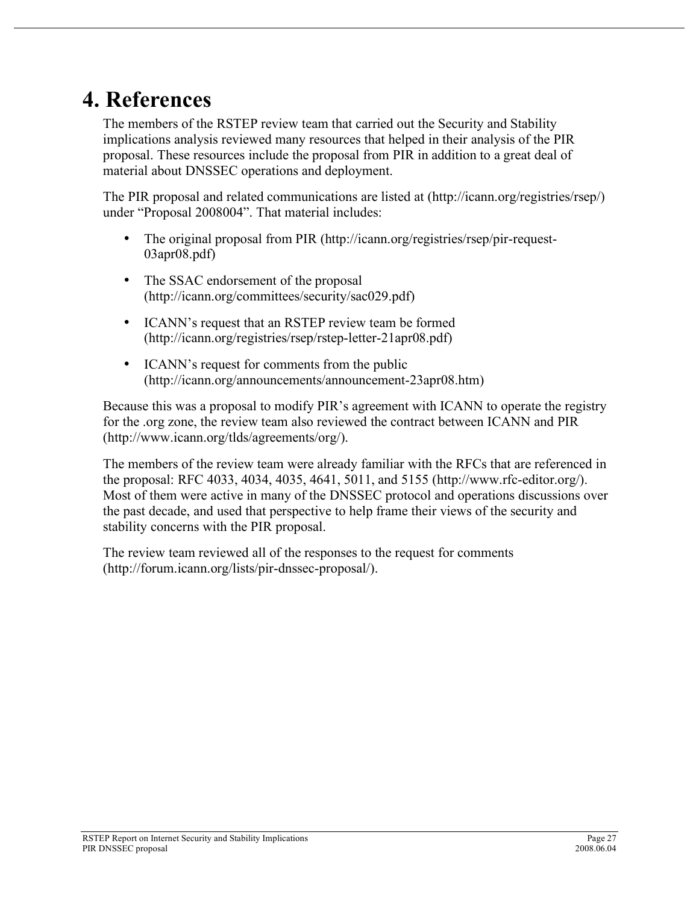# 4. References

The members of the RSTEP review team that carried out the Security and Stability implications analysis reviewed many resources that helped in their analysis of the PIR proposal. These resources include the proposal from PIR in addition to a great deal of material about DNSSEC operations and deployment.

The PIR proposal and related communications are listed at (http://icann.org/registries/rsep/) under "Proposal 2008004". That material includes:

- The original proposal from PIR (http://icann.org/registries/rsep/pir-request-03apr08.pdf)
- The SSAC endorsement of the proposal (http://icann.org/committees/security/sac029.pdf)
- ICANN's request that an RSTEP review team be formed (http://icann.org/registries/rsep/rstep-letter-21apr08.pdf)
- ICANN's request for comments from the public (http://icann.org/announcements/announcement-23apr08.htm)

Because this was a proposal to modify PIR's agreement with ICANN to operate the registry for the .org zone, the review team also reviewed the contract between ICANN and PIR (http://www.icann.org/tlds/agreements/org/).

The members of the review team were already familiar with the RFCs that are referenced in the proposal: RFC 4033, 4034, 4035, 4641, 5011, and 5155 (http://www.rfc-editor.org/). Most of them were active in many of the DNSSEC protocol and operations discussions over the past decade, and used that perspective to help frame their views of the security and stability concerns with the PIR proposal.

The review team reviewed all of the responses to the request for comments (http://forum.icann.org/lists/pir-dnssec-proposal/).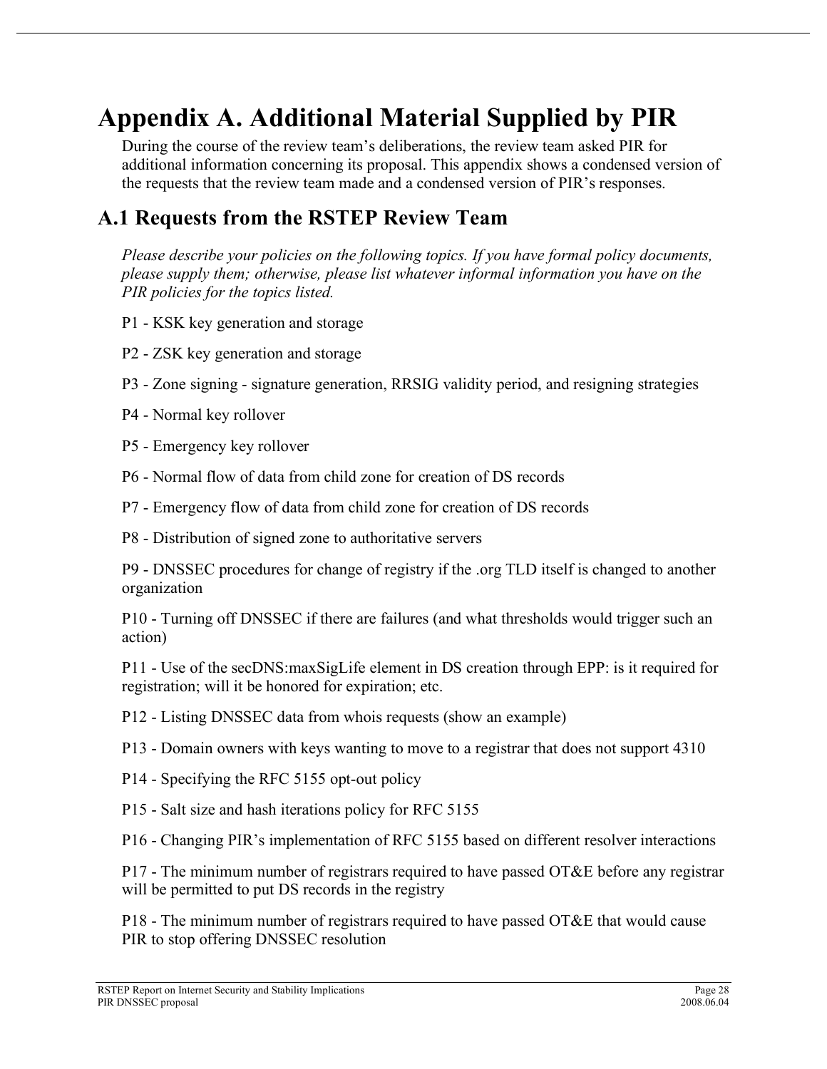# Appendix A. Additional Material Supplied by PIR

During the course of the review team's deliberations, the review team asked PIR for additional information concerning its proposal. This appendix shows a condensed version of the requests that the review team made and a condensed version of PIR's responses.

## A.1 Requests from the RSTEP Review Team

*Please describe your policies on the following topics. If you have formal policy documents, please supply them; otherwise, please list whatever informal information you have on the PIR policies for the topics listed.*

P1 - KSK key generation and storage

P2 - ZSK key generation and storage

P3 - Zone signing - signature generation, RRSIG validity period, and resigning strategies

P4 - Normal key rollover

P5 - Emergency key rollover

P6 - Normal flow of data from child zone for creation of DS records

P7 - Emergency flow of data from child zone for creation of DS records

P8 - Distribution of signed zone to authoritative servers

P9 - DNSSEC procedures for change of registry if the .org TLD itself is changed to another organization

P10 - Turning off DNSSEC if there are failures (and what thresholds would trigger such an action)

P11 - Use of the secDNS:maxSigLife element in DS creation through EPP: is it required for registration; will it be honored for expiration; etc.

P12 - Listing DNSSEC data from whois requests (show an example)

P13 - Domain owners with keys wanting to move to a registrar that does not support 4310

P14 - Specifying the RFC 5155 opt-out policy

P15 - Salt size and hash iterations policy for RFC 5155

P16 - Changing PIR's implementation of RFC 5155 based on different resolver interactions

P17 - The minimum number of registrars required to have passed OT&E before any registrar will be permitted to put DS records in the registry

P18 - The minimum number of registrars required to have passed OT&E that would cause PIR to stop offering DNSSEC resolution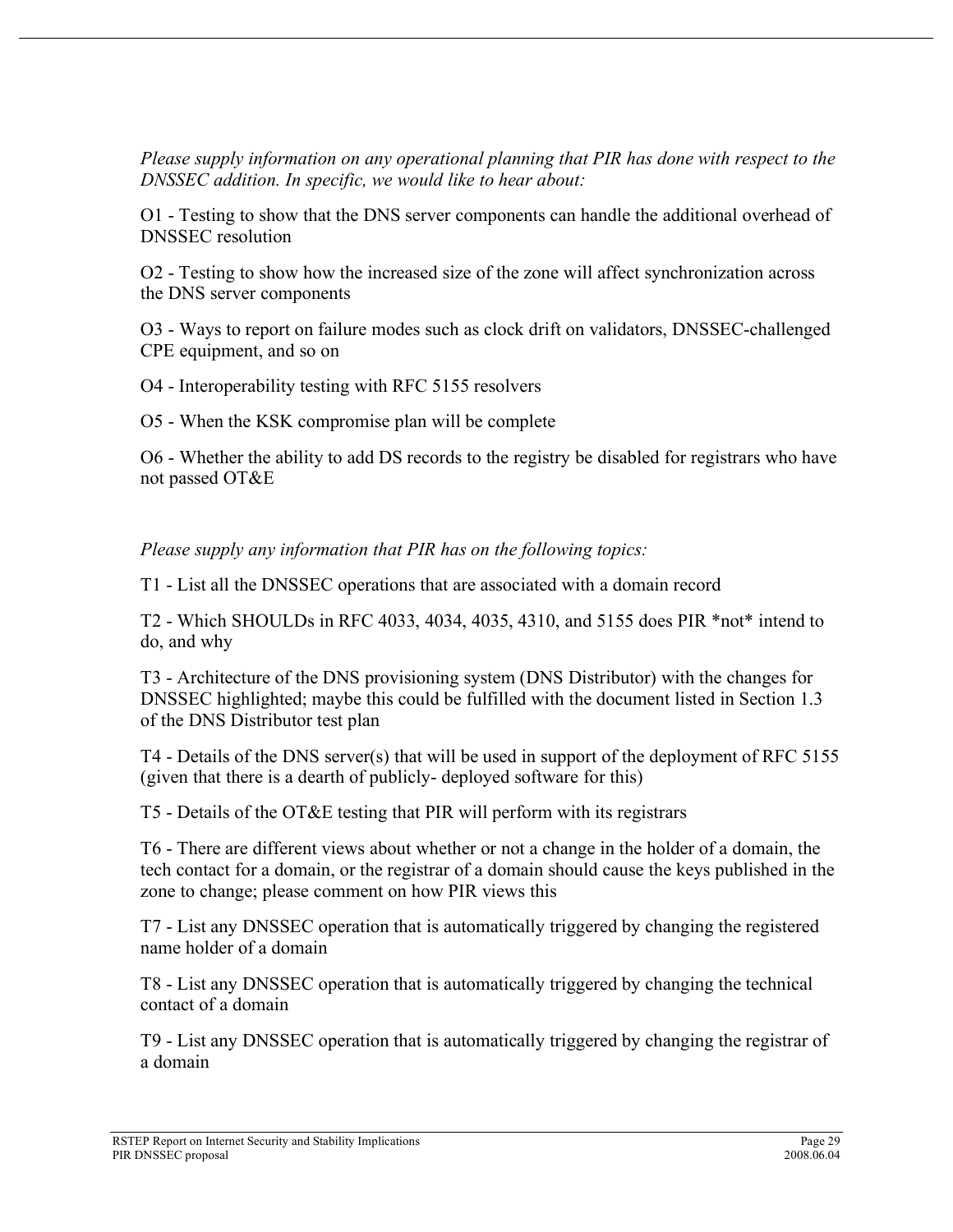*Please supply information on any operational planning that PIR has done with respect to the DNSSEC addition. In specific, we would like to hear about:*

O1 - Testing to show that the DNS server components can handle the additional overhead of DNSSEC resolution

O2 - Testing to show how the increased size of the zone will affect synchronization across the DNS server components

O3 - Ways to report on failure modes such as clock drift on validators, DNSSEC-challenged CPE equipment, and so on

O4 - Interoperability testing with RFC 5155 resolvers

O5 - When the KSK compromise plan will be complete

O6 - Whether the ability to add DS records to the registry be disabled for registrars who have not passed OT&E

*Please supply any information that PIR has on the following topics:*

T1 - List all the DNSSEC operations that are associated with a domain record

T2 - Which SHOULDs in RFC 4033, 4034, 4035, 4310, and 5155 does PIR *not* intend to do, and why

T3 - Architecture of the DNS provisioning system (DNS Distributor) with the changes for DNSSEC highlighted; maybe this could be fulfilled with the document listed in Section 1.3 of the DNS Distributor test plan

T4 - Details of the DNS server(s) that will be used in support of the deployment of RFC 5155 (given that there is a dearth of publicly- deployed software for this)

T5 - Details of the OT&E testing that PIR will perform with its registrars

T6 - There are different views about whether or not a change in the holder of a domain, the tech contact for a domain, or the registrar of a domain should cause the keys published in the zone to change; please comment on how PIR views this

T7 - List any DNSSEC operation that is automatically triggered by changing the registered name holder of a domain

T8 - List any DNSSEC operation that is automatically triggered by changing the technical contact of a domain

T9 - List any DNSSEC operation that is automatically triggered by changing the registrar of a domain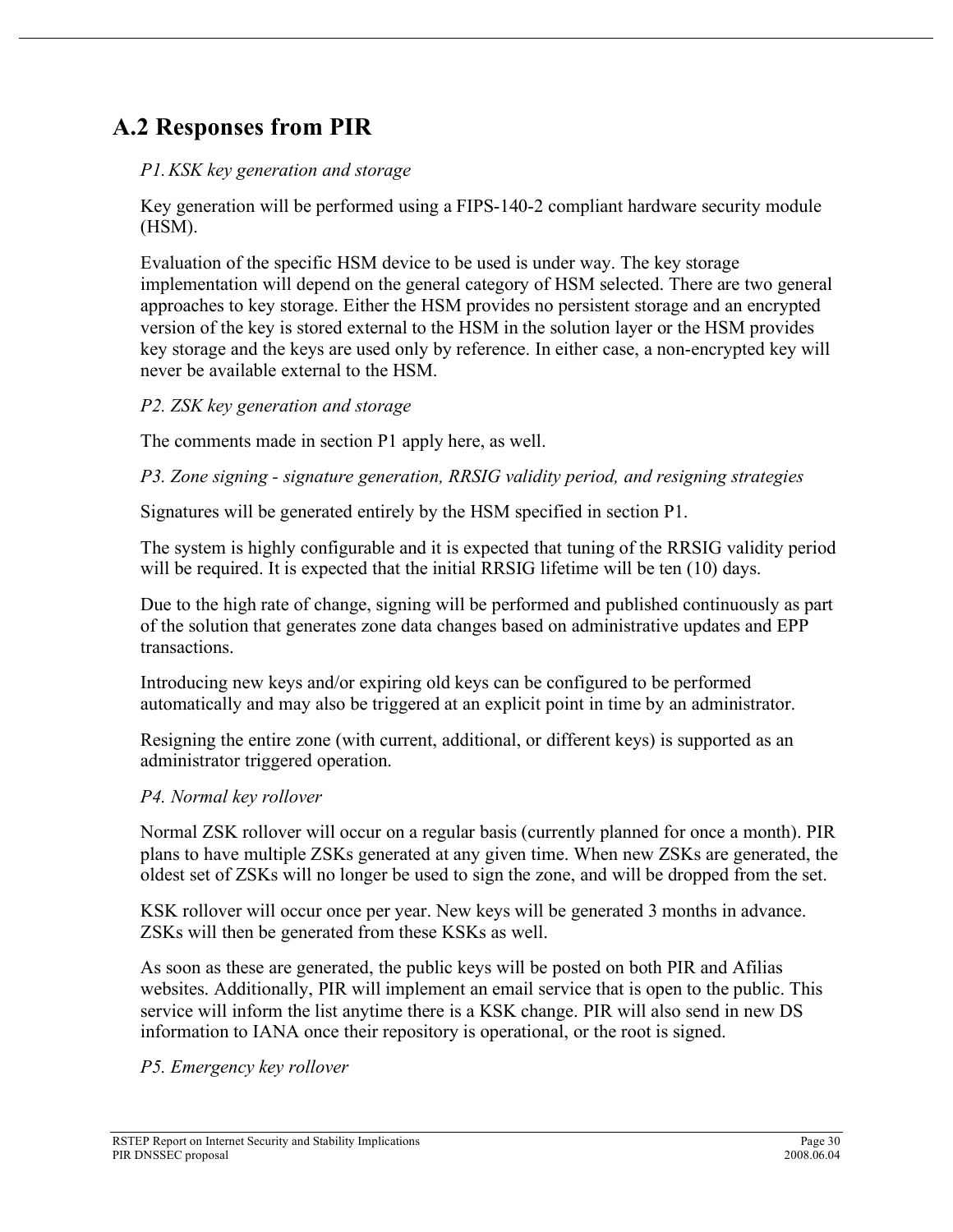## A.2 Responses from PIR

*P1. KSK key generation and storage*

Key generation will be performed using a FIPS-140-2 compliant hardware security module (HSM).

Evaluation of the specific HSM device to be used is under way. The key storage implementation will depend on the general category of HSM selected. There are two general approaches to key storage. Either the HSM provides no persistent storage and an encrypted version of the key is stored external to the HSM in the solution layer or the HSM provides key storage and the keys are used only by reference. In either case, a non-encrypted key will never be available external to the HSM.

*P2. ZSK key generation and storage*

The comments made in section P1 apply here, as well.

*P3. Zone signing - signature generation, RRSIG validity period, and resigning strategies*

Signatures will be generated entirely by the HSM specified in section P1.

The system is highly configurable and it is expected that tuning of the RRSIG validity period will be required. It is expected that the initial RRSIG lifetime will be ten (10) days.

Due to the high rate of change, signing will be performed and published continuously as part of the solution that generates zone data changes based on administrative updates and EPP transactions.

Introducing new keys and/or expiring old keys can be configured to be performed automatically and may also be triggered at an explicit point in time by an administrator.

Resigning the entire zone (with current, additional, or different keys) is supported as an administrator triggered operation.

*P4. Normal key rollover*

Normal ZSK rollover will occur on a regular basis (currently planned for once a month). PIR plans to have multiple ZSKs generated at any given time. When new ZSKs are generated, the oldest set of ZSKs will no longer be used to sign the zone, and will be dropped from the set.

KSK rollover will occur once per year. New keys will be generated 3 months in advance. ZSKs will then be generated from these KSKs as well.

As soon as these are generated, the public keys will be posted on both PIR and Afilias websites. Additionally, PIR will implement an email service that is open to the public. This service will inform the list anytime there is a KSK change. PIR will also send in new DS information to IANA once their repository is operational, or the root is signed.

*P5. Emergency key rollover*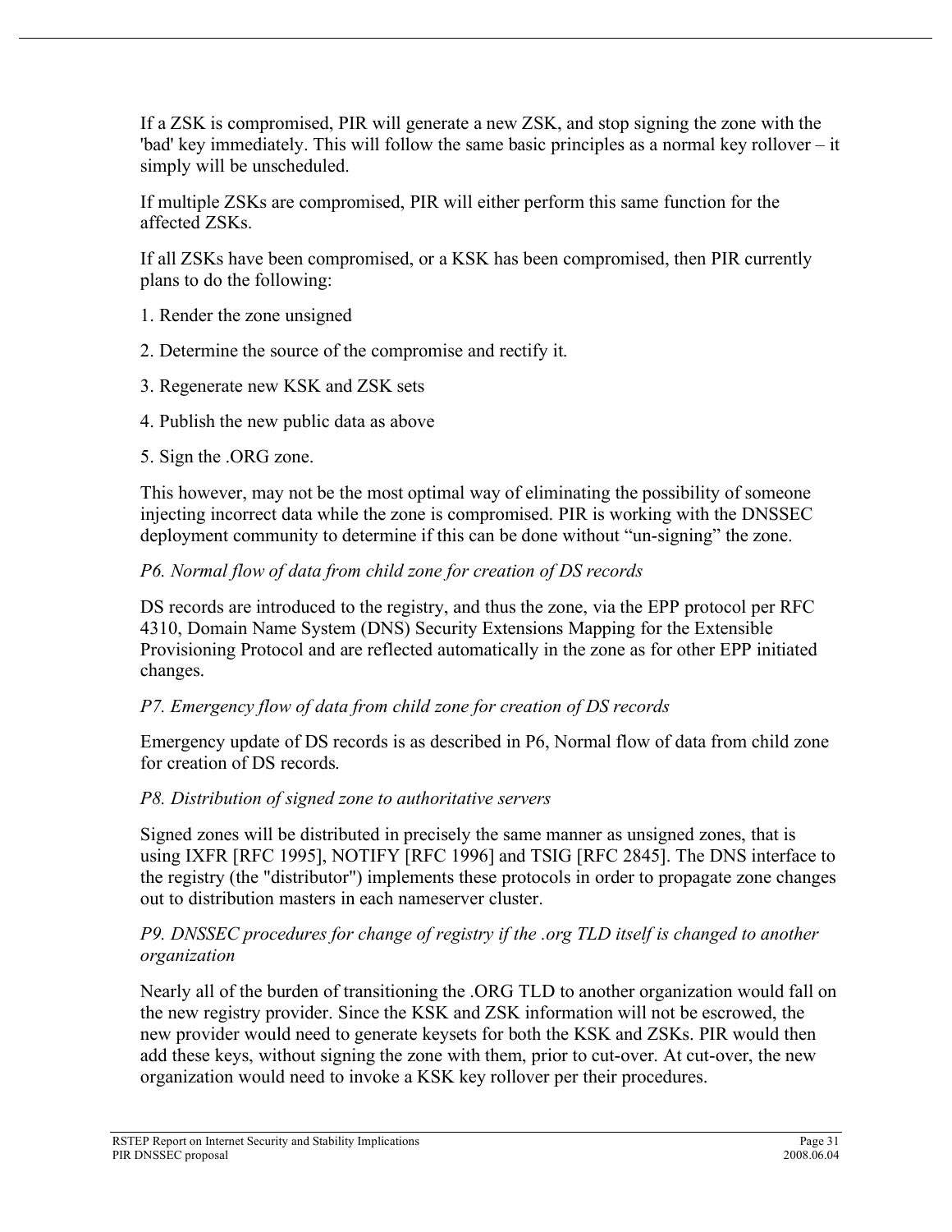If a ZSK is compromised, PIR will generate a new ZSK, and stop signing the zone with the 'bad' key immediately. This will follow the same basic principles as a normal key rollover – it simply will be unscheduled.

If multiple ZSKs are compromised, PIR will either perform this same function for the affected ZSKs.

If all ZSKs have been compromised, or a KSK has been compromised, then PIR currently plans to do the following:

1. Render the zone unsigned

2. Determine the source of the compromise and rectify it.

3. Regenerate new KSK and ZSK sets

4. Publish the new public data as above

5. Sign the .ORG zone.

This however, may not be the most optimal way of eliminating the possibility of someone injecting incorrect data while the zone is compromised. PIR is working with the DNSSEC deployment community to determine if this can be done without "un-signing" the zone.

*P6. Normal flow of data from child zone for creation of DS records*

DS records are introduced to the registry, and thus the zone, via the EPP protocol per RFC 4310, Domain Name System (DNS) Security Extensions Mapping for the Extensible Provisioning Protocol and are reflected automatically in the zone as for other EPP initiated changes.

*P7. Emergency flow of data from child zone for creation of DS records*

Emergency update of DS records is as described in P6, Normal flow of data from child zone for creation of DS records.

*P8. Distribution of signed zone to authoritative servers*

Signed zones will be distributed in precisely the same manner as unsigned zones, that is using IXFR [RFC 1995], NOTIFY [RFC 1996] and TSIG [RFC 2845]. The DNS interface to the registry (the "distributor") implements these protocols in order to propagate zone changes out to distribution masters in each nameserver cluster.

*P9. DNSSEC procedures for change of registry if the .org TLD itself is changed to another organization*

Nearly all of the burden of transitioning the .ORG TLD to another organization would fall on the new registry provider. Since the KSK and ZSK information will not be escrowed, the new provider would need to generate keysets for both the KSK and ZSKs. PIR would then add these keys, without signing the zone with them, prior to cut-over. At cut-over, the new organization would need to invoke a KSK key rollover per their procedures.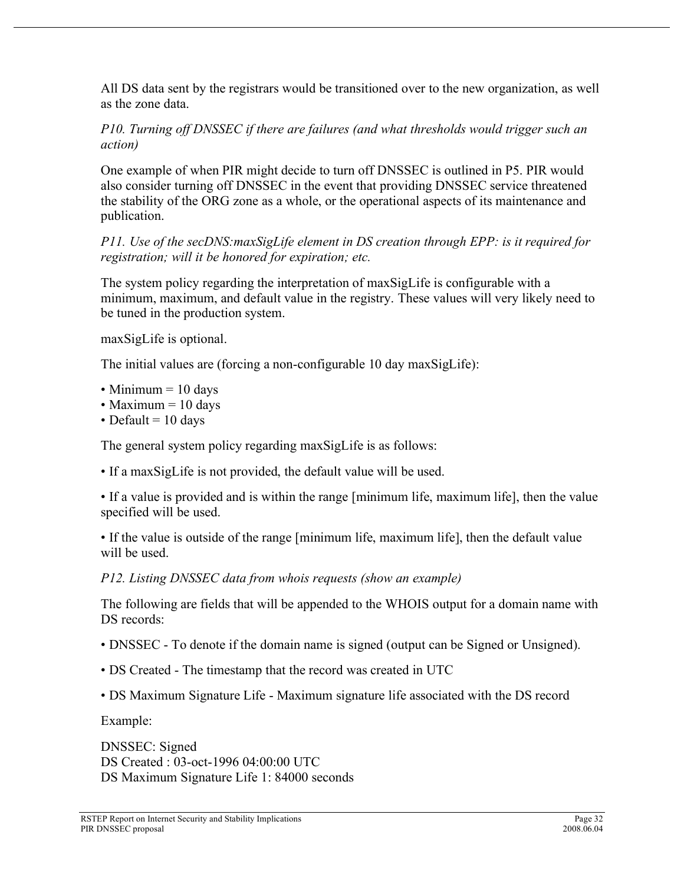All DS data sent by the registrars would be transitioned over to the new organization, as well as the zone data.

*P10. Turning off DNSSEC if there are failures (and what thresholds would trigger such an action)*

One example of when PIR might decide to turn off DNSSEC is outlined in P5. PIR would also consider turning off DNSSEC in the event that providing DNSSEC service threatened the stability of the ORG zone as a whole, or the operational aspects of its maintenance and publication.

*P11. Use of the secDNS:maxSigLife element in DS creation through EPP: is it required for registration; will it be honored for expiration; etc.*

The system policy regarding the interpretation of maxSigLife is configurable with a minimum, maximum, and default value in the registry. These values will very likely need to be tuned in the production system.

maxSigLife is optional.

The initial values are (forcing a non-configurable 10 day maxSigLife):

- Minimum = 10 days
- Maximum = 10 days
- Default = 10 days

The general system policy regarding maxSigLife is as follows:

- If a maxSigLife is not provided, the default value will be used.
- If a value is provided and is within the range [minimum life, maximum life], then the value specified will be used.
- If the value is outside of the range [minimum life, maximum life], then the default value will be used.

*P12. Listing DNSSEC data from whois requests (show an example)*

The following are fields that will be appended to the WHOIS output for a domain name with DS records:

- DNSSEC - To denote if the domain name is signed (output can be Signed or Unsigned).
- DS Created - The timestamp that the record was created in UTC
- DS Maximum Signature Life - Maximum signature life associated with the DS record

Example:

DNSSEC: Signed
DS Created : 03-oct-1996 04:00:00 UTC
DS Maximum Signature Life 1: 84000 seconds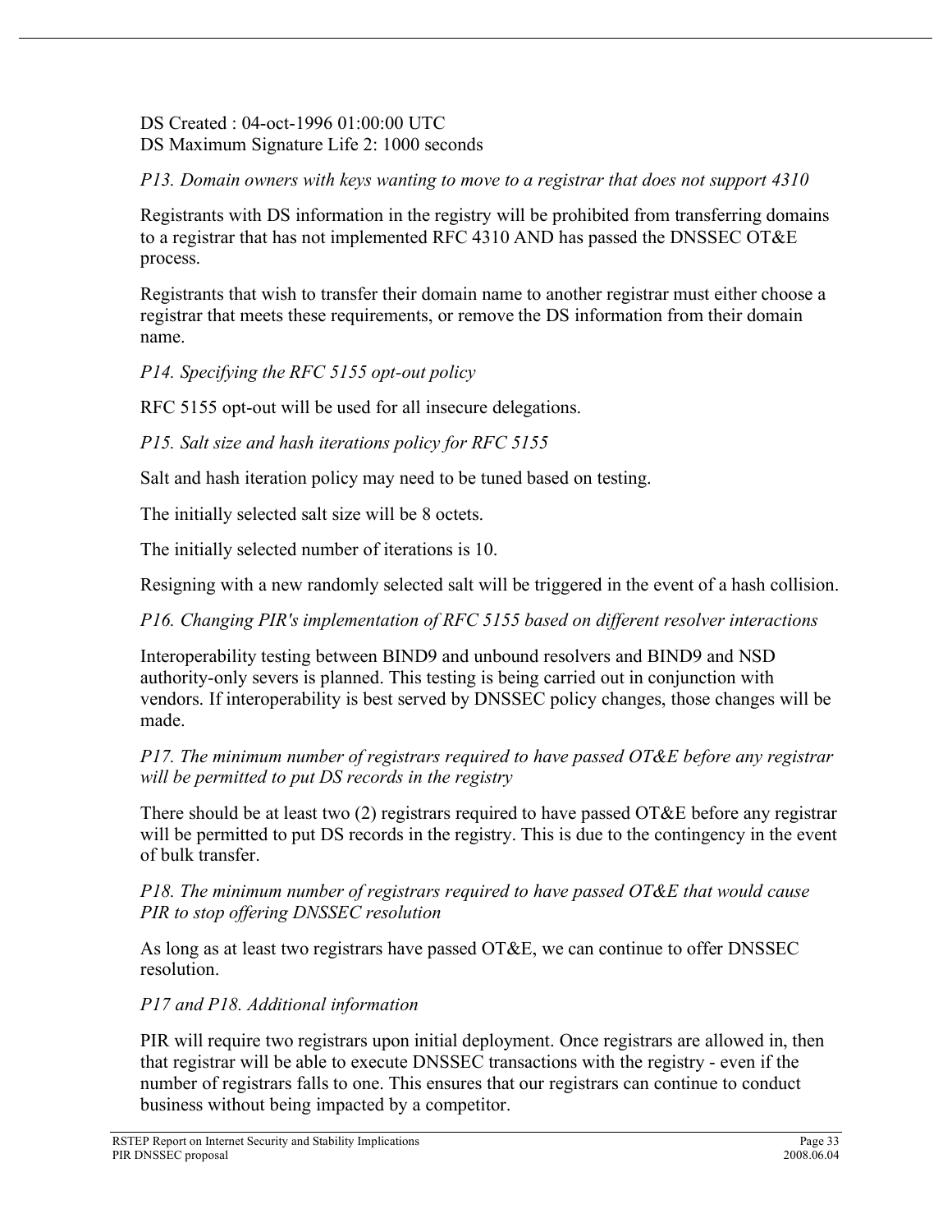DS Created : 04-oct-1996 01:00:00 UTC
DS Maximum Signature Life 2: 1000 seconds

*P13. Domain owners with keys wanting to move to a registrar that does not support 4310*

Registrants with DS information in the registry will be prohibited from transferring domains to a registrar that has not implemented RFC 4310 AND has passed the DNSSEC OT&E process.

Registrants that wish to transfer their domain name to another registrar must either choose a registrar that meets these requirements, or remove the DS information from their domain name.

*P14. Specifying the RFC 5155 opt-out policy*

RFC 5155 opt-out will be used for all insecure delegations.

*P15. Salt size and hash iterations policy for RFC 5155*

Salt and hash iteration policy may need to be tuned based on testing.

The initially selected salt size will be 8 octets.

The initially selected number of iterations is 10.

Resigning with a new randomly selected salt will be triggered in the event of a hash collision.

*P16. Changing PIR's implementation of RFC 5155 based on different resolver interactions*

Interoperability testing between BIND9 and unbound resolvers and BIND9 and NSD authority-only severs is planned. This testing is being carried out in conjunction with vendors. If interoperability is best served by DNSSEC policy changes, those changes will be made.

*P17. The minimum number of registrars required to have passed OT&E before any registrar will be permitted to put DS records in the registry*

There should be at least two (2) registrars required to have passed OT&E before any registrar will be permitted to put DS records in the registry. This is due to the contingency in the event of bulk transfer.

*P18. The minimum number of registrars required to have passed OT&E that would cause PIR to stop offering DNSSEC resolution*

As long as at least two registrars have passed OT&E, we can continue to offer DNSSEC resolution.

*P17 and P18. Additional information*

PIR will require two registrars upon initial deployment. Once registrars are allowed in, then that registrar will be able to execute DNSSEC transactions with the registry - even if the number of registrars falls to one. This ensures that our registrars can continue to conduct business without being impacted by a competitor.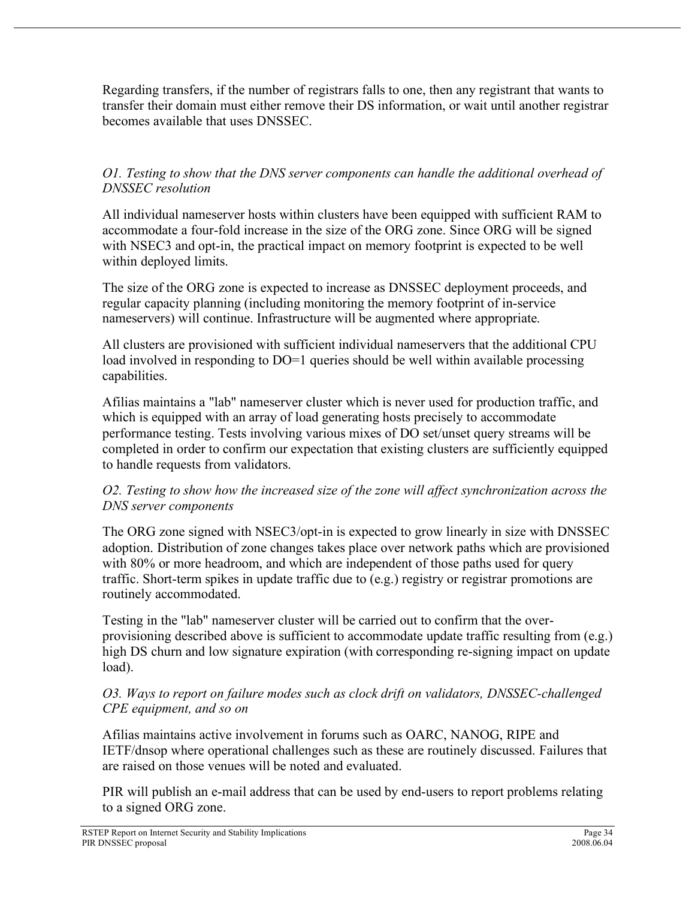Regarding transfers, if the number of registrars falls to one, then any registrant that wants to transfer their domain must either remove their DS information, or wait until another registrar becomes available that uses DNSSEC.

*O1. Testing to show that the DNS server components can handle the additional overhead of DNSSEC resolution*

All individual nameserver hosts within clusters have been equipped with sufficient RAM to accommodate a four-fold increase in the size of the ORG zone. Since ORG will be signed with NSEC3 and opt-in, the practical impact on memory footprint is expected to be well within deployed limits.

The size of the ORG zone is expected to increase as DNSSEC deployment proceeds, and regular capacity planning (including monitoring the memory footprint of in-service nameservers) will continue. Infrastructure will be augmented where appropriate.

All clusters are provisioned with sufficient individual nameservers that the additional CPU load involved in responding to DO=1 queries should be well within available processing capabilities.

Afilias maintains a "lab" nameserver cluster which is never used for production traffic, and which is equipped with an array of load generating hosts precisely to accommodate performance testing. Tests involving various mixes of DO set/unset query streams will be completed in order to confirm our expectation that existing clusters are sufficiently equipped to handle requests from validators.

*O2. Testing to show how the increased size of the zone will affect synchronization across the DNS server components*

The ORG zone signed with NSEC3/opt-in is expected to grow linearly in size with DNSSEC adoption. Distribution of zone changes takes place over network paths which are provisioned with 80% or more headroom, and which are independent of those paths used for query traffic. Short-term spikes in update traffic due to (e.g.) registry or registrar promotions are routinely accommodated.

Testing in the "lab" nameserver cluster will be carried out to confirm that the over-provisioning described above is sufficient to accommodate update traffic resulting from (e.g.) high DS churn and low signature expiration (with corresponding re-signing impact on update load).

*O3. Ways to report on failure modes such as clock drift on validators, DNSSEC-challenged CPE equipment, and so on*

Afilias maintains active involvement in forums such as OARC, NANOG, RIPE and IETF/dnsop where operational challenges such as these are routinely discussed. Failures that are raised on those venues will be noted and evaluated.

PIR will publish an e-mail address that can be used by end-users to report problems relating to a signed ORG zone.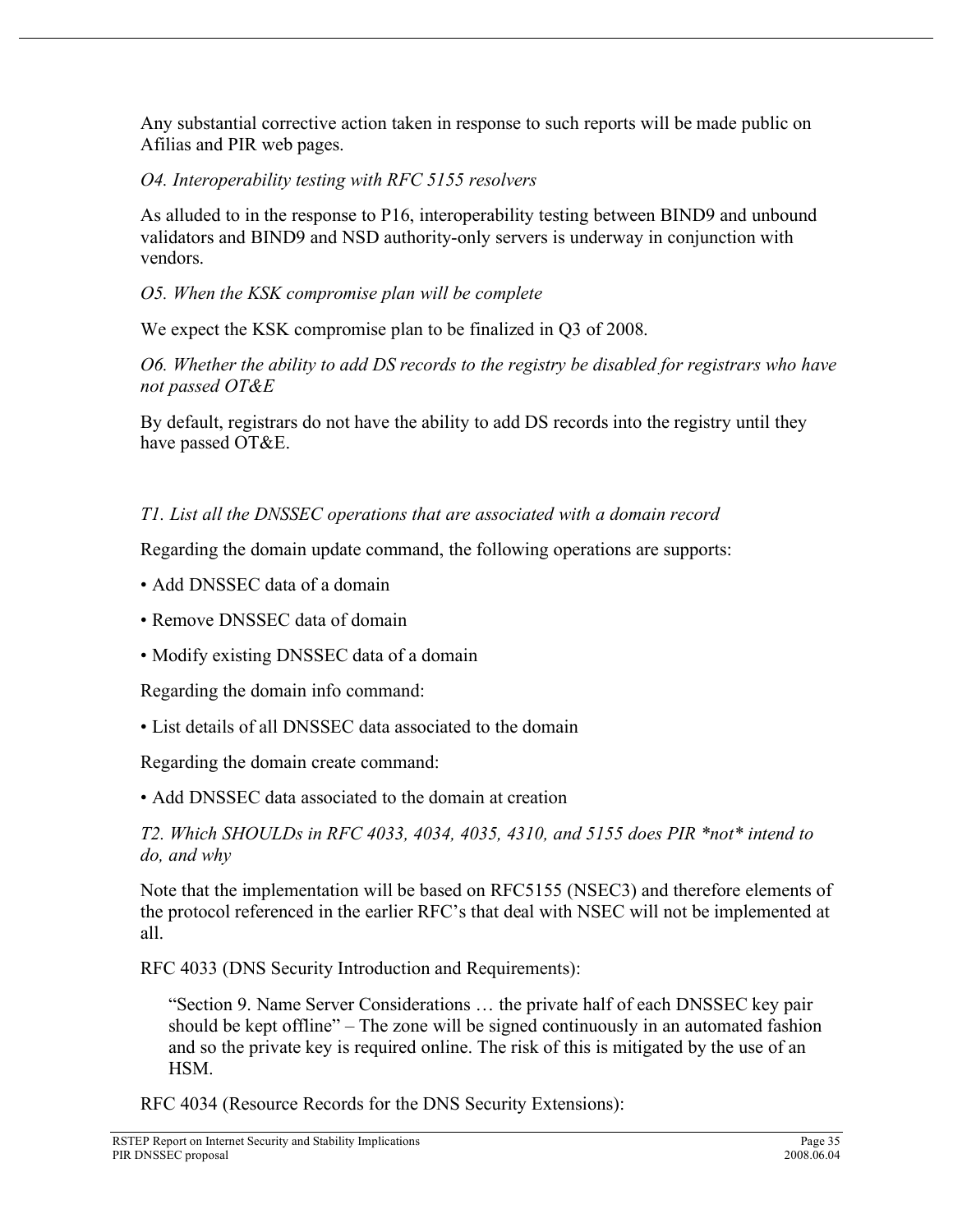Any substantial corrective action taken in response to such reports will be made public on Afilias and PIR web pages.

*O4. Interoperability testing with RFC 5155 resolvers*

As alluded to in the response to P16, interoperability testing between BIND9 and unbound validators and BIND9 and NSD authority-only servers is underway in conjunction with vendors.

*O5. When the KSK compromise plan will be complete*

We expect the KSK compromise plan to be finalized in Q3 of 2008.

*O6. Whether the ability to add DS records to the registry be disabled for registrars who have not passed OT&E*

By default, registrars do not have the ability to add DS records into the registry until they have passed OT&E.

*T1. List all the DNSSEC operations that are associated with a domain record*

Regarding the domain update command, the following operations are supports:

- Add DNSSEC data of a domain
- Remove DNSSEC data of domain
- Modify existing DNSSEC data of a domain

Regarding the domain info command:

- List details of all DNSSEC data associated to the domain

Regarding the domain create command:

- Add DNSSEC data associated to the domain at creation

*T2. Which SHOULDs in RFC 4033, 4034, 4035, 4310, and 5155 does PIR *not* intend to do, and why*

Note that the implementation will be based on RFC5155 (NSEC3) and therefore elements of the protocol referenced in the earlier RFC's that deal with NSEC will not be implemented at all.

RFC 4033 (DNS Security Introduction and Requirements):

> "Section 9. Name Server Considerations … the private half of each DNSSEC key pair should be kept offline" – The zone will be signed continuously in an automated fashion and so the private key is required online. The risk of this is mitigated by the use of an HSM.

RFC 4034 (Resource Records for the DNS Security Extensions):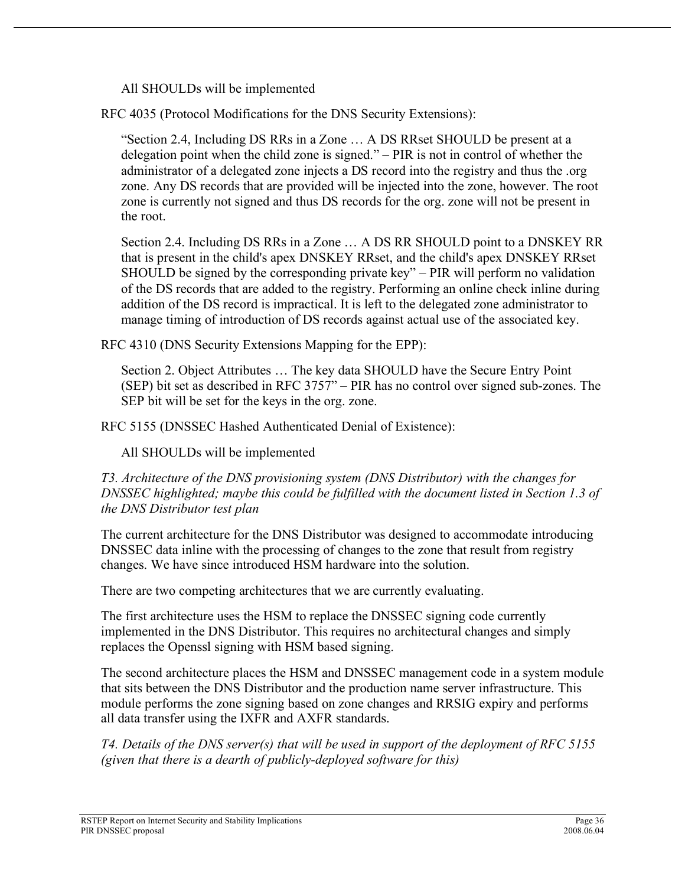All SHOULDs will be implemented

RFC 4035 (Protocol Modifications for the DNS Security Extensions):

"Section 2.4, Including DS RRs in a Zone … A DS RRset SHOULD be present at a delegation point when the child zone is signed." – PIR is not in control of whether the administrator of a delegated zone injects a DS record into the registry and thus the .org zone. Any DS records that are provided will be injected into the zone, however. The root zone is currently not signed and thus DS records for the org. zone will not be present in the root.

Section 2.4. Including DS RRs in a Zone … A DS RR SHOULD point to a DNSKEY RR that is present in the child's apex DNSKEY RRset, and the child's apex DNSKEY RRset SHOULD be signed by the corresponding private key" – PIR will perform no validation of the DS records that are added to the registry. Performing an online check inline during addition of the DS record is impractical. It is left to the delegated zone administrator to manage timing of introduction of DS records against actual use of the associated key.

RFC 4310 (DNS Security Extensions Mapping for the EPP):

Section 2. Object Attributes … The key data SHOULD have the Secure Entry Point (SEP) bit set as described in RFC 3757" – PIR has no control over signed sub-zones. The SEP bit will be set for the keys in the org. zone.

RFC 5155 (DNSSEC Hashed Authenticated Denial of Existence):

All SHOULDs will be implemented

*T3. Architecture of the DNS provisioning system (DNS Distributor) with the changes for DNSSEC highlighted; maybe this could be fulfilled with the document listed in Section 1.3 of the DNS Distributor test plan*

The current architecture for the DNS Distributor was designed to accommodate introducing DNSSEC data inline with the processing of changes to the zone that result from registry changes. We have since introduced HSM hardware into the solution.

There are two competing architectures that we are currently evaluating.

The first architecture uses the HSM to replace the DNSSEC signing code currently implemented in the DNS Distributor. This requires no architectural changes and simply replaces the Openssl signing with HSM based signing.

The second architecture places the HSM and DNSSEC management code in a system module that sits between the DNS Distributor and the production name server infrastructure. This module performs the zone signing based on zone changes and RRSIG expiry and performs all data transfer using the IXFR and AXFR standards.

*T4. Details of the DNS server(s) that will be used in support of the deployment of RFC 5155 (given that there is a dearth of publicly-deployed software for this)*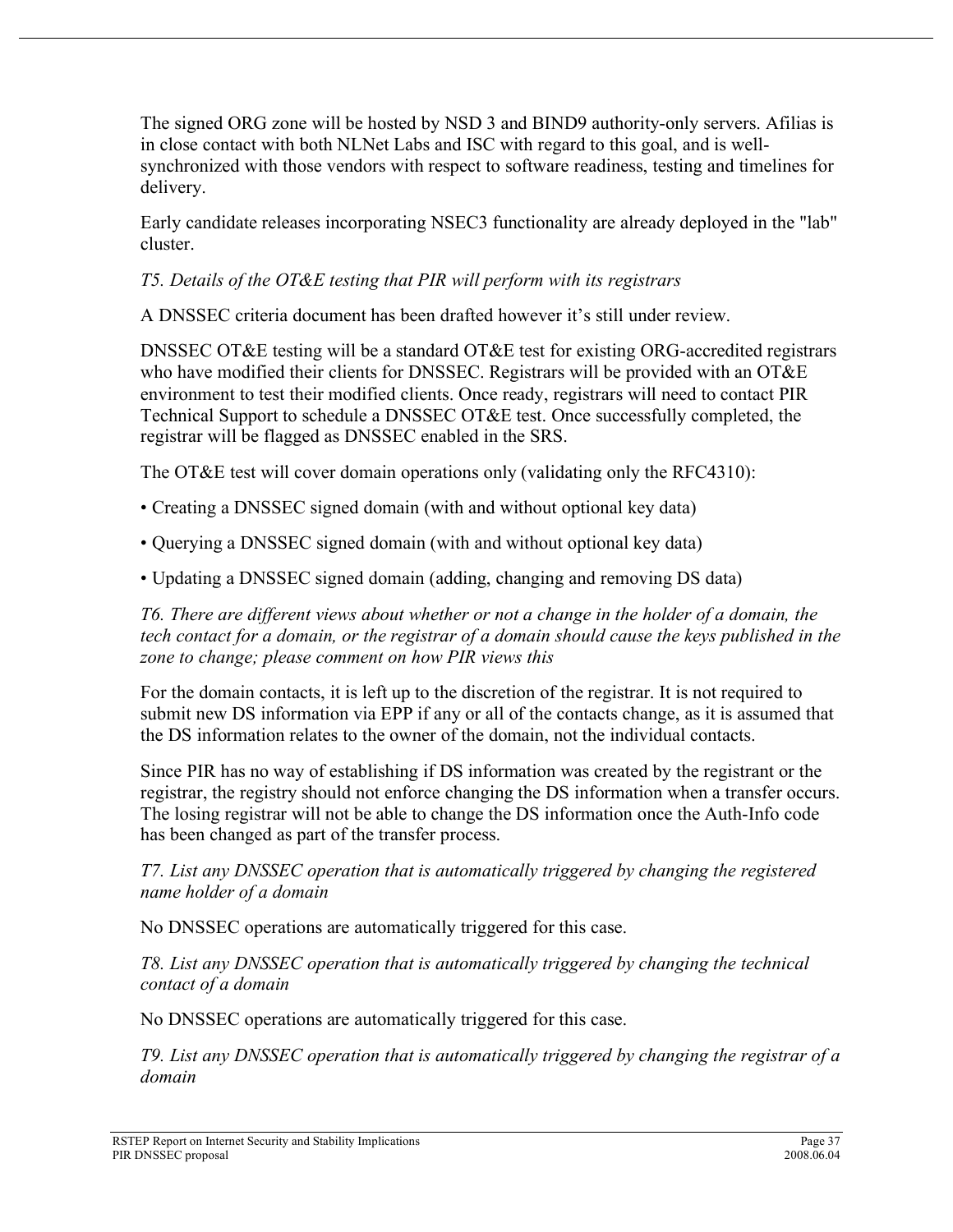The signed ORG zone will be hosted by NSD 3 and BIND9 authority-only servers. Afilias is in close contact with both NLNet Labs and ISC with regard to this goal, and is well-synchronized with those vendors with respect to software readiness, testing and timelines for delivery.

Early candidate releases incorporating NSEC3 functionality are already deployed in the "lab" cluster.

*T5. Details of the OT&E testing that PIR will perform with its registrars*

A DNSSEC criteria document has been drafted however it's still under review.

DNSSEC OT&E testing will be a standard OT&E test for existing ORG-accredited registrars who have modified their clients for DNSSEC. Registrars will be provided with an OT&E environment to test their modified clients. Once ready, registrars will need to contact PIR Technical Support to schedule a DNSSEC OT&E test. Once successfully completed, the registrar will be flagged as DNSSEC enabled in the SRS.

The OT&E test will cover domain operations only (validating only the RFC4310):

- Creating a DNSSEC signed domain (with and without optional key data)
- Querying a DNSSEC signed domain (with and without optional key data)
- Updating a DNSSEC signed domain (adding, changing and removing DS data)

*T6. There are different views about whether or not a change in the holder of a domain, the tech contact for a domain, or the registrar of a domain should cause the keys published in the zone to change; please comment on how PIR views this*

For the domain contacts, it is left up to the discretion of the registrar. It is not required to submit new DS information via EPP if any or all of the contacts change, as it is assumed that the DS information relates to the owner of the domain, not the individual contacts.

Since PIR has no way of establishing if DS information was created by the registrant or the registrar, the registry should not enforce changing the DS information when a transfer occurs. The losing registrar will not be able to change the DS information once the Auth-Info code has been changed as part of the transfer process.

*T7. List any DNSSEC operation that is automatically triggered by changing the registered name holder of a domain*

No DNSSEC operations are automatically triggered for this case.

*T8. List any DNSSEC operation that is automatically triggered by changing the technical contact of a domain*

No DNSSEC operations are automatically triggered for this case.

*T9. List any DNSSEC operation that is automatically triggered by changing the registrar of a domain*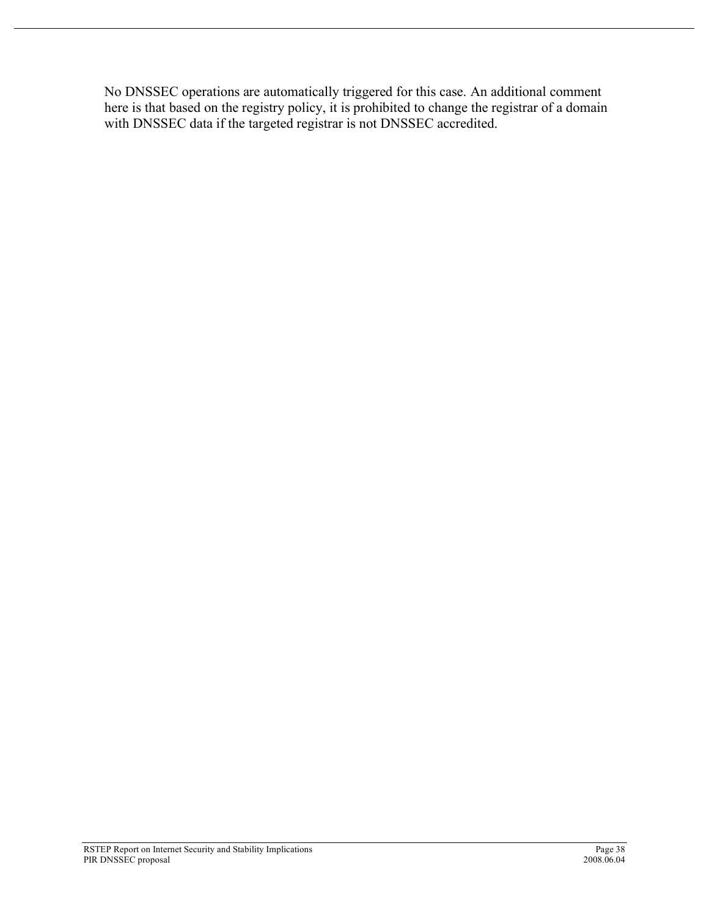No DNSSEC operations are automatically triggered for this case. An additional comment here is that based on the registry policy, it is prohibited to change the registrar of a domain with DNSSEC data if the targeted registrar is not DNSSEC accredited.